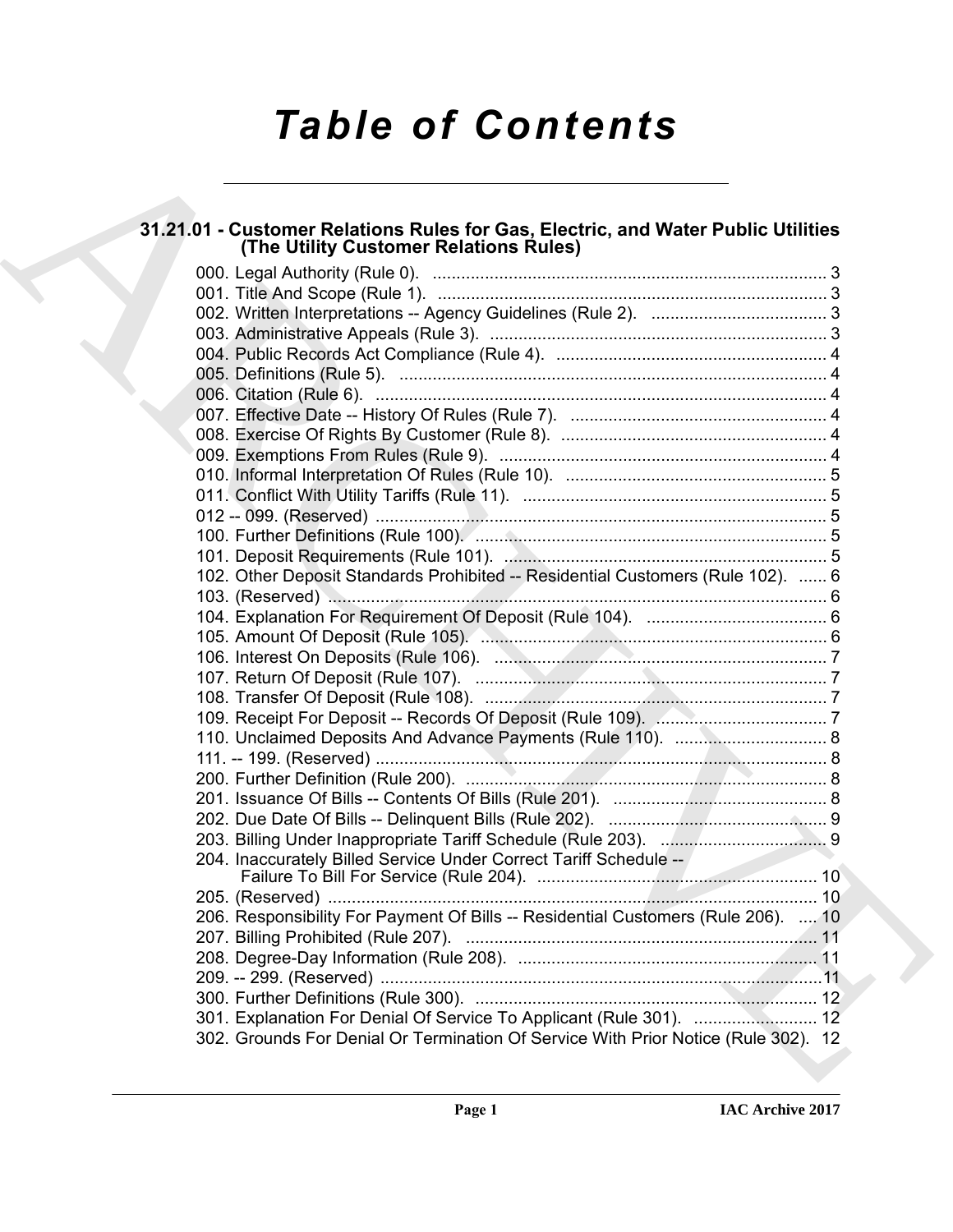# Table of Contents

## 31.21.01 - Customer Relations Rules for Gas, Electric, and Water Public Utilities (The Utility Customer Relations Rules)

000. Legal Authority (Rule 0). ... 3
001. Title And Scope (Rule 1). ... 3
002. Written Interpretations -- Agency Guidelines (Rule 2). ... 3
003. Administrative Appeals (Rule 3). ... 3
004. Public Records Act Compliance (Rule 4). ... 4
005. Definitions (Rule 5). ... 4
006. Citation (Rule 6). ... 4
007. Effective Date -- History Of Rules (Rule 7). ... 4
008. Exercise Of Rights By Customer (Rule 8). ... 4
009. Exemptions From Rules (Rule 9). ... 4
010. Informal Interpretation Of Rules (Rule 10). ... 5
011. Conflict With Utility Tariffs (Rule 11). ... 5
012 -- 099. (Reserved) ... 5
100. Further Definitions (Rule 100). ... 5
101. Deposit Requirements (Rule 101). ... 5
102. Other Deposit Standards Prohibited -- Residential Customers (Rule 102). ... 6
103. (Reserved) ... 6
104. Explanation For Requirement Of Deposit (Rule 104). ... 6
105. Amount Of Deposit (Rule 105). ... 6
106. Interest On Deposits (Rule 106). ... 7
107. Return Of Deposit (Rule 107). ... 7
108. Transfer Of Deposit (Rule 108). ... 7
109. Receipt For Deposit -- Records Of Deposit (Rule 109). ... 7
110. Unclaimed Deposits And Advance Payments (Rule 110). ... 8
111. -- 199. (Reserved) ... 8
200. Further Definition (Rule 200). ... 8
201. Issuance Of Bills -- Contents Of Bills (Rule 201). ... 8
202. Due Date Of Bills -- Delinquent Bills (Rule 202). ... 9
203. Billing Under Inappropriate Tariff Schedule (Rule 203). ... 9
204. Inaccurately Billed Service Under Correct Tariff Schedule -- Failure To Bill For Service (Rule 204). ... 10
205. (Reserved) ... 10
206. Responsibility For Payment Of Bills -- Residential Customers (Rule 206). ... 10
207. Billing Prohibited (Rule 207). ... 11
208. Degree-Day Information (Rule 208). ... 11
209. -- 299. (Reserved) ... 11
300. Further Definitions (Rule 300). ... 12
301. Explanation For Denial Of Service To Applicant (Rule 301). ... 12
302. Grounds For Denial Or Termination Of Service With Prior Notice (Rule 302). 12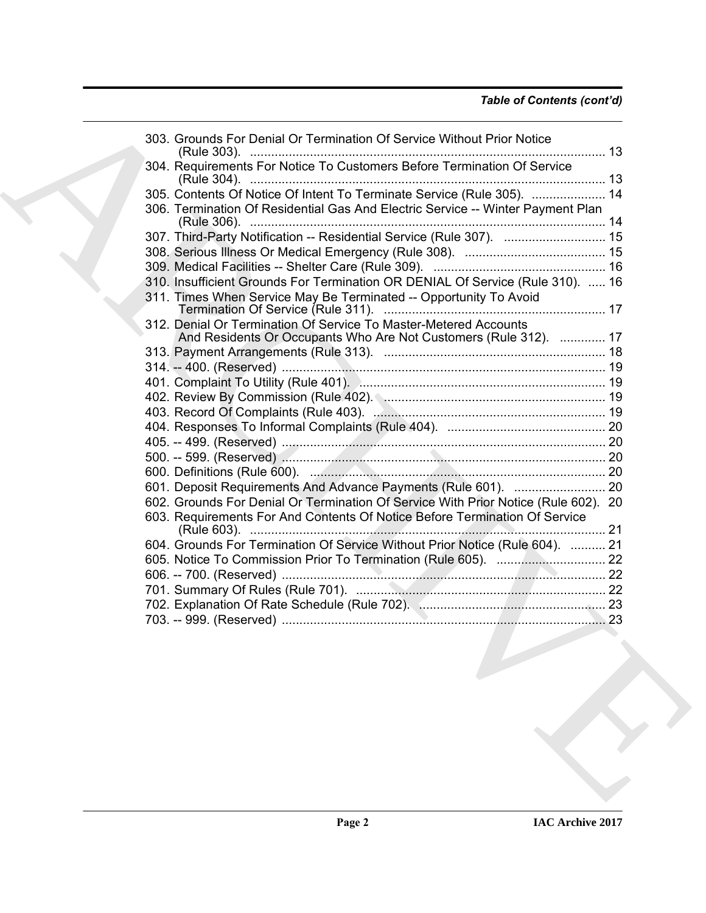*Table of Contents (cont'd)*

303. Grounds For Denial Or Termination Of Service Without Prior Notice (Rule 303). ..... 13
304. Requirements For Notice To Customers Before Termination Of Service (Rule 304). ..... 13
305. Contents Of Notice Of Intent To Terminate Service (Rule 305). ..... 14
306. Termination Of Residential Gas And Electric Service -- Winter Payment Plan (Rule 306). ..... 14
307. Third-Party Notification -- Residential Service (Rule 307). ..... 15
308. Serious Illness Or Medical Emergency (Rule 308). ..... 15
309. Medical Facilities -- Shelter Care (Rule 309). ..... 16
310. Insufficient Grounds For Termination OR DENIAL Of Service (Rule 310). ..... 16
311. Times When Service May Be Terminated -- Opportunity To Avoid Termination Of Service (Rule 311). ..... 17
312. Denial Or Termination Of Service To Master-Metered Accounts And Residents Or Occupants Who Are Not Customers (Rule 312). ..... 17
313. Payment Arrangements (Rule 313). ..... 18
314. -- 400. (Reserved) ..... 19
401. Complaint To Utility (Rule 401). ..... 19
402. Review By Commission (Rule 402). ..... 19
403. Record Of Complaints (Rule 403). ..... 19
404. Responses To Informal Complaints (Rule 404). ..... 20
405. -- 499. (Reserved) ..... 20
500. -- 599. (Reserved) ..... 20
600. Definitions (Rule 600). ..... 20
601. Deposit Requirements And Advance Payments (Rule 601). ..... 20
602. Grounds For Denial Or Termination Of Service With Prior Notice (Rule 602). 20
603. Requirements For And Contents Of Notice Before Termination Of Service (Rule 603). ..... 21
604. Grounds For Termination Of Service Without Prior Notice (Rule 604). ..... 21
605. Notice To Commission Prior To Termination (Rule 605). ..... 22
606. -- 700. (Reserved) ..... 22
701. Summary Of Rules (Rule 701). ..... 22
702. Explanation Of Rate Schedule (Rule 702). ..... 23
703. -- 999. (Reserved) ..... 23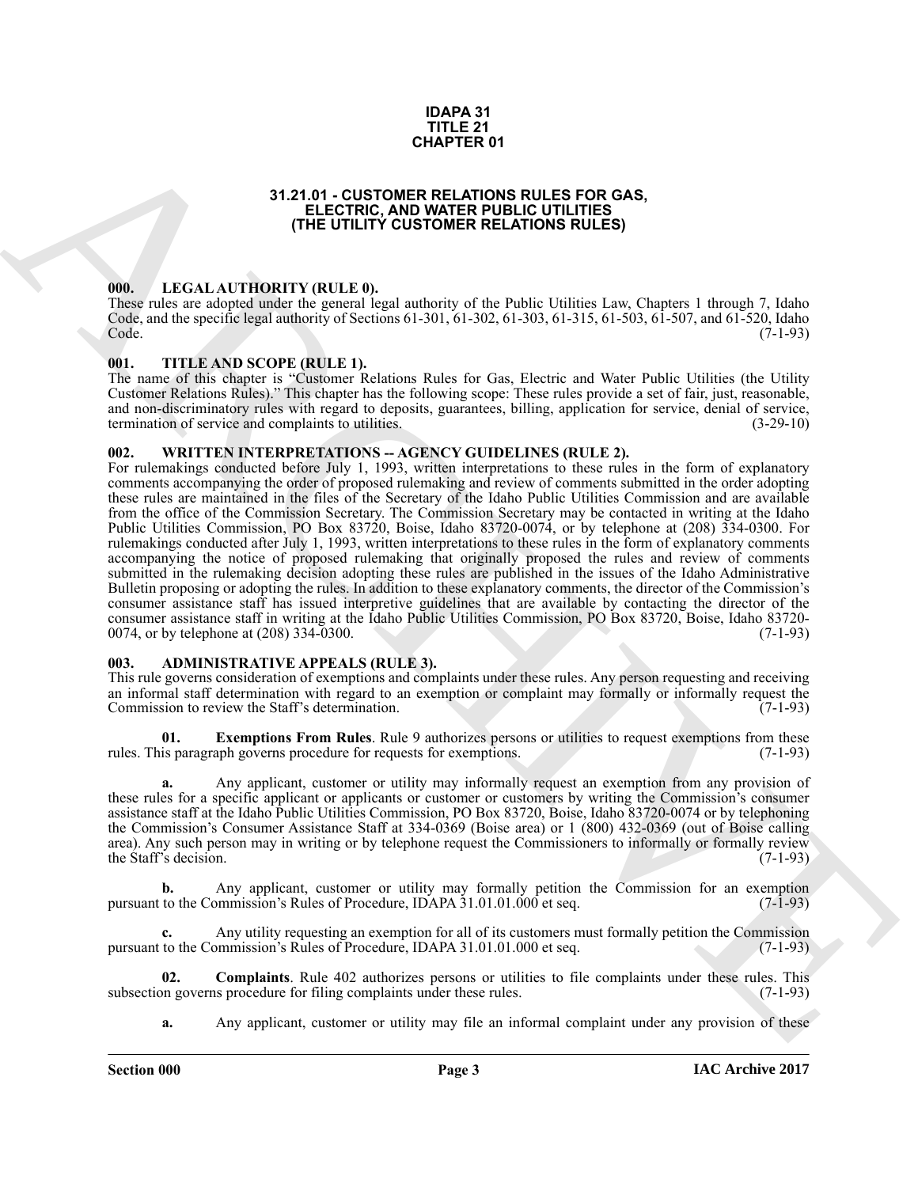**IDAPA 31**
**TITLE 21**
**CHAPTER 01**

# 31.21.01 - CUSTOMER RELATIONS RULES FOR GAS, ELECTRIC, AND WATER PUBLIC UTILITIES (THE UTILITY CUSTOMER RELATIONS RULES)

## 000. LEGAL AUTHORITY (RULE 0).

These rules are adopted under the general legal authority of the Public Utilities Law, Chapters 1 through 7, Idaho Code, and the specific legal authority of Sections 61-301, 61-302, 61-303, 61-315, 61-503, 61-507, and 61-520, Idaho Code. (7-1-93)

## 001. TITLE AND SCOPE (RULE 1).

The name of this chapter is "Customer Relations Rules for Gas, Electric and Water Public Utilities (the Utility Customer Relations Rules)." This chapter has the following scope: These rules provide a set of fair, just, reasonable, and non-discriminatory rules with regard to deposits, guarantees, billing, application for service, denial of service, termination of service and complaints to utilities. (3-29-10)

## 002. WRITTEN INTERPRETATIONS -- AGENCY GUIDELINES (RULE 2).

For rulemakings conducted before July 1, 1993, written interpretations to these rules in the form of explanatory comments accompanying the order of proposed rulemaking and review of comments submitted in the order adopting these rules are maintained in the files of the Secretary of the Idaho Public Utilities Commission and are available from the office of the Commission Secretary. The Commission Secretary may be contacted in writing at the Idaho Public Utilities Commission, PO Box 83720, Boise, Idaho 83720-0074, or by telephone at (208) 334-0300. For rulemakings conducted after July 1, 1993, written interpretations to these rules in the form of explanatory comments accompanying the notice of proposed rulemaking that originally proposed the rules and review of comments submitted in the rulemaking decision adopting these rules are published in the issues of the Idaho Administrative Bulletin proposing or adopting the rules. In addition to these explanatory comments, the director of the Commission's consumer assistance staff has issued interpretive guidelines that are available by contacting the director of the consumer assistance staff in writing at the Idaho Public Utilities Commission, PO Box 83720, Boise, Idaho 83720-0074, or by telephone at (208) 334-0300. (7-1-93)

## 003. ADMINISTRATIVE APPEALS (RULE 3).

This rule governs consideration of exemptions and complaints under these rules. Any person requesting and receiving an informal staff determination with regard to an exemption or complaint may formally or informally request the Commission to review the Staff's determination. (7-1-93)

**01. Exemptions From Rules**. Rule 9 authorizes persons or utilities to request exemptions from these rules. This paragraph governs procedure for requests for exemptions. (7-1-93)

**a.** Any applicant, customer or utility may informally request an exemption from any provision of these rules for a specific applicant or applicants or customer or customers by writing the Commission's consumer assistance staff at the Idaho Public Utilities Commission, PO Box 83720, Boise, Idaho 83720-0074 or by telephoning the Commission's Consumer Assistance Staff at 334-0369 (Boise area) or 1 (800) 432-0369 (out of Boise calling area). Any such person may in writing or by telephone request the Commissioners to informally or formally review the Staff's decision. (7-1-93)

**b.** Any applicant, customer or utility may formally petition the Commission for an exemption pursuant to the Commission's Rules of Procedure, IDAPA 31.01.01.000 et seq. (7-1-93)

**c.** Any utility requesting an exemption for all of its customers must formally petition the Commission pursuant to the Commission's Rules of Procedure, IDAPA 31.01.01.000 et seq. (7-1-93)

**02. Complaints**. Rule 402 authorizes persons or utilities to file complaints under these rules. This subsection governs procedure for filing complaints under these rules. (7-1-93)

**a.** Any applicant, customer or utility may file an informal complaint under any provision of these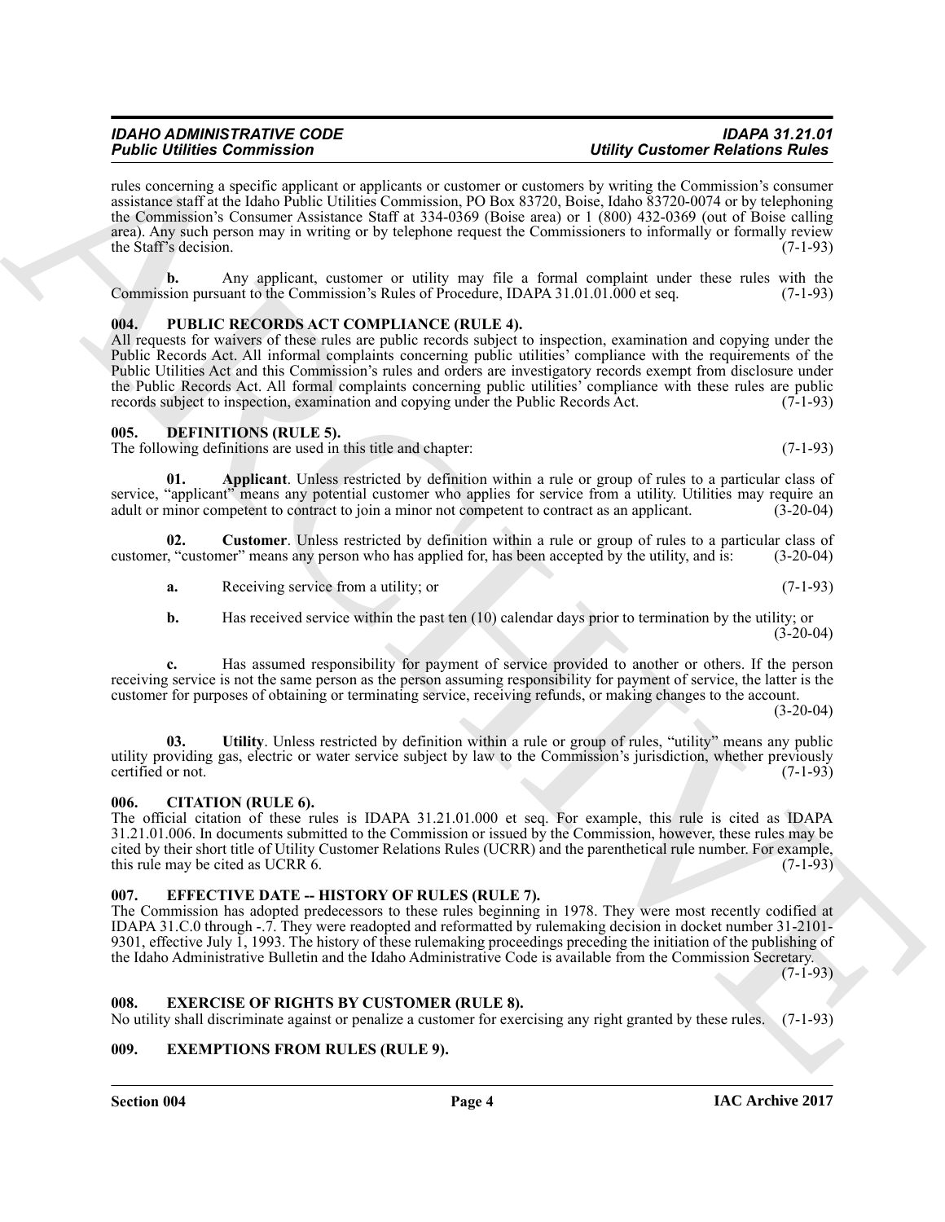rules concerning a specific applicant or applicants or customer or customers by writing the Commission's consumer assistance staff at the Idaho Public Utilities Commission, PO Box 83720, Boise, Idaho 83720-0074 or by telephoning the Commission's Consumer Assistance Staff at 334-0369 (Boise area) or 1 (800) 432-0369 (out of Boise calling area). Any such person may in writing or by telephone request the Commissioners to informally or formally review the Staff's decision. (7-1-93)

**b.** Any applicant, customer or utility may file a formal complaint under these rules with the Commission pursuant to the Commission's Rules of Procedure, IDAPA 31.01.01.000 et seq. (7-1-93)

### 004. PUBLIC RECORDS ACT COMPLIANCE (RULE 4).

All requests for waivers of these rules are public records subject to inspection, examination and copying under the Public Records Act. All informal complaints concerning public utilities' compliance with the requirements of the Public Utilities Act and this Commission's rules and orders are investigatory records exempt from disclosure under the Public Records Act. All formal complaints concerning public utilities' compliance with these rules are public records subject to inspection, examination and copying under the Public Records Act. (7-1-93)

### 005. DEFINITIONS (RULE 5).

The following definitions are used in this title and chapter: (7-1-93)

**01. Applicant**. Unless restricted by definition within a rule or group of rules to a particular class of service, "applicant" means any potential customer who applies for service from a utility. Utilities may require an adult or minor competent to contract to join a minor not competent to contract as an applicant. (3-20-04)

**02. Customer**. Unless restricted by definition within a rule or group of rules to a particular class of customer, "customer" means any person who has applied for, has been accepted by the utility, and is: (3-20-04)

**a.** Receiving service from a utility; or (7-1-93)

**b.** Has received service within the past ten (10) calendar days prior to termination by the utility; or (3-20-04)

**c.** Has assumed responsibility for payment of service provided to another or others. If the person receiving service is not the same person as the person assuming responsibility for payment of service, the latter is the customer for purposes of obtaining or terminating service, receiving refunds, or making changes to the account. (3-20-04)

**03. Utility**. Unless restricted by definition within a rule or group of rules, "utility" means any public utility providing gas, electric or water service subject by law to the Commission's jurisdiction, whether previously certified or not. (7-1-93)

### 006. CITATION (RULE 6).

The official citation of these rules is IDAPA 31.21.01.000 et seq. For example, this rule is cited as IDAPA 31.21.01.006. In documents submitted to the Commission or issued by the Commission, however, these rules may be cited by their short title of Utility Customer Relations Rules (UCRR) and the parenthetical rule number. For example, this rule may be cited as UCRR 6. (7-1-93)

### 007. EFFECTIVE DATE -- HISTORY OF RULES (RULE 7).

The Commission has adopted predecessors to these rules beginning in 1978. They were most recently codified at IDAPA 31.C.0 through -.7. They were readopted and reformatted by rulemaking decision in docket number 31-2101-9301, effective July 1, 1993. The history of these rulemaking proceedings preceding the initiation of the publishing of the Idaho Administrative Bulletin and the Idaho Administrative Code is available from the Commission Secretary. (7-1-93)

### 008. EXERCISE OF RIGHTS BY CUSTOMER (RULE 8).

No utility shall discriminate against or penalize a customer for exercising any right granted by these rules. (7-1-93)

### 009. EXEMPTIONS FROM RULES (RULE 9).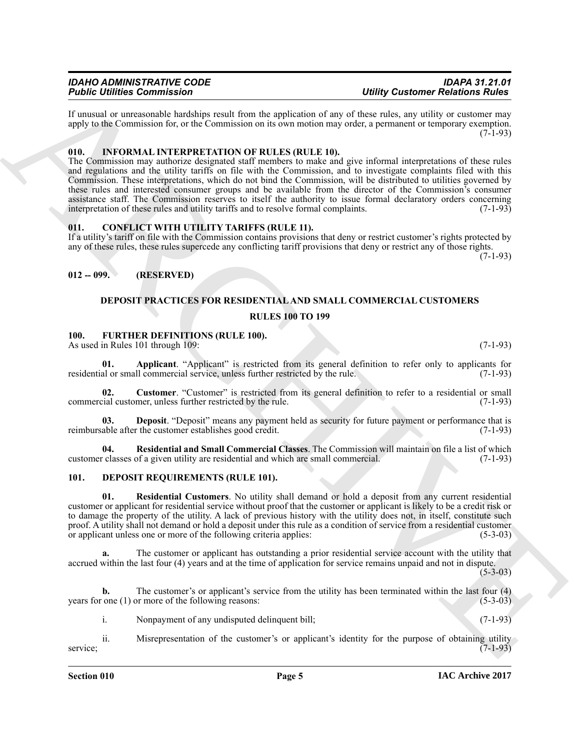If unusual or unreasonable hardships result from the application of any of these rules, any utility or customer may apply to the Commission for, or the Commission on its own motion may order, a permanent or temporary exemption. (7-1-93)

### 010. INFORMAL INTERPRETATION OF RULES (RULE 10).

The Commission may authorize designated staff members to make and give informal interpretations of these rules and regulations and the utility tariffs on file with the Commission, and to investigate complaints filed with this Commission. These interpretations, which do not bind the Commission, will be distributed to utilities governed by these rules and interested consumer groups and be available from the director of the Commission's consumer assistance staff. The Commission reserves to itself the authority to issue formal declaratory orders concerning interpretation of these rules and utility tariffs and to resolve formal complaints. (7-1-93)

### 011. CONFLICT WITH UTILITY TARIFFS (RULE 11).

If a utility's tariff on file with the Commission contains provisions that deny or restrict customer's rights protected by any of these rules, these rules supercede any conflicting tariff provisions that deny or restrict any of those rights. (7-1-93)

### 012 -- 099. (RESERVED)

## DEPOSIT PRACTICES FOR RESIDENTIAL AND SMALL COMMERCIAL CUSTOMERS

## RULES 100 TO 199

### 100. FURTHER DEFINITIONS (RULE 100).

As used in Rules 101 through 109: (7-1-93)

**01. Applicant**. "Applicant" is restricted from its general definition to refer only to applicants for residential or small commercial service, unless further restricted by the rule. (7-1-93)

**02. Customer**. "Customer" is restricted from its general definition to refer to a residential or small commercial customer, unless further restricted by the rule. (7-1-93)

**03. Deposit**. "Deposit" means any payment held as security for future payment or performance that is reimbursable after the customer establishes good credit. (7-1-93)

**04. Residential and Small Commercial Classes**. The Commission will maintain on file a list of which customer classes of a given utility are residential and which are small commercial. (7-1-93)

### 101. DEPOSIT REQUIREMENTS (RULE 101).

**01. Residential Customers**. No utility shall demand or hold a deposit from any current residential customer or applicant for residential service without proof that the customer or applicant is likely to be a credit risk or to damage the property of the utility. A lack of previous history with the utility does not, in itself, constitute such proof. A utility shall not demand or hold a deposit under this rule as a condition of service from a residential customer or applicant unless one or more of the following criteria applies: (5-3-03)

**a.** The customer or applicant has outstanding a prior residential service account with the utility that accrued within the last four (4) years and at the time of application for service remains unpaid and not in dispute. (5-3-03)

**b.** The customer's or applicant's service from the utility has been terminated within the last four (4) years for one (1) or more of the following reasons: (5-3-03)

i. Nonpayment of any undisputed delinquent bill; (7-1-93)

ii. Misrepresentation of the customer's or applicant's identity for the purpose of obtaining utility service; (7-1-93)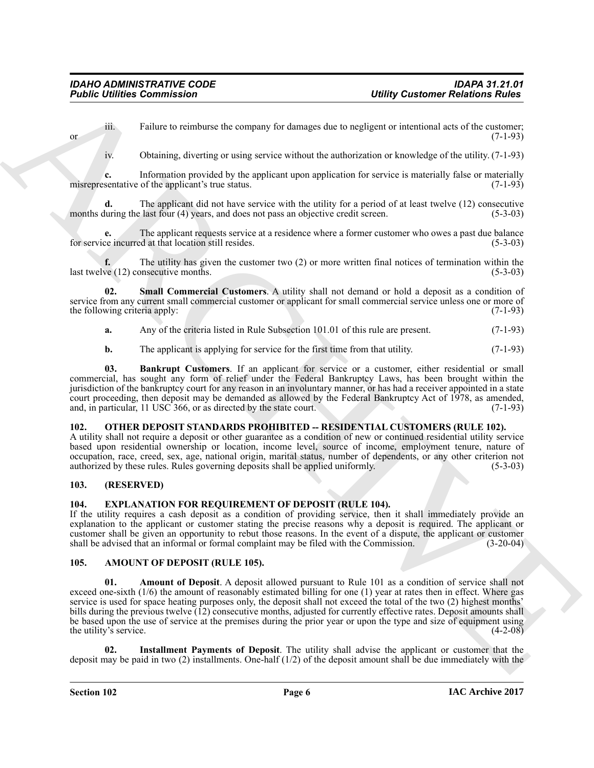iii. Failure to reimburse the company for damages due to negligent or intentional acts of the customer; or (7-1-93)

iv. Obtaining, diverting or using service without the authorization or knowledge of the utility. (7-1-93)

**c.** Information provided by the applicant upon application for service is materially false or materially misrepresentative of the applicant's true status. (7-1-93)

**d.** The applicant did not have service with the utility for a period of at least twelve (12) consecutive months during the last four (4) years, and does not pass an objective credit screen. (5-3-03)

**e.** The applicant requests service at a residence where a former customer who owes a past due balance for service incurred at that location still resides. (5-3-03)

**f.** The utility has given the customer two (2) or more written final notices of termination within the last twelve (12) consecutive months. (5-3-03)

**02. Small Commercial Customers**. A utility shall not demand or hold a deposit as a condition of service from any current small commercial customer or applicant for small commercial service unless one or more of the following criteria apply: (7-1-93)

**a.** Any of the criteria listed in Rule Subsection 101.01 of this rule are present. (7-1-93)

**b.** The applicant is applying for service for the first time from that utility. (7-1-93)

**03. Bankrupt Customers**. If an applicant for service or a customer, either residential or small commercial, has sought any form of relief under the Federal Bankruptcy Laws, has been brought within the jurisdiction of the bankruptcy court for any reason in an involuntary manner, or has had a receiver appointed in a state court proceeding, then deposit may be demanded as allowed by the Federal Bankruptcy Act of 1978, as amended, and, in particular, 11 USC 366, or as directed by the state court. (7-1-93)

### 102. OTHER DEPOSIT STANDARDS PROHIBITED -- RESIDENTIAL CUSTOMERS (RULE 102).

A utility shall not require a deposit or other guarantee as a condition of new or continued residential utility service based upon residential ownership or location, income level, source of income, employment tenure, nature of occupation, race, creed, sex, age, national origin, marital status, number of dependents, or any other criterion not authorized by these rules. Rules governing deposits shall be applied uniformly. (5-3-03)

### 103. (RESERVED)

### 104. EXPLANATION FOR REQUIREMENT OF DEPOSIT (RULE 104).

If the utility requires a cash deposit as a condition of providing service, then it shall immediately provide an explanation to the applicant or customer stating the precise reasons why a deposit is required. The applicant or customer shall be given an opportunity to rebut those reasons. In the event of a dispute, the applicant or customer shall be advised that an informal or formal complaint may be filed with the Commission. (3-20-04)

### 105. AMOUNT OF DEPOSIT (RULE 105).

**01. Amount of Deposit**. A deposit allowed pursuant to Rule 101 as a condition of service shall not exceed one-sixth (1/6) the amount of reasonably estimated billing for one (1) year at rates then in effect. Where gas service is used for space heating purposes only, the deposit shall not exceed the total of the two (2) highest months' bills during the previous twelve (12) consecutive months, adjusted for currently effective rates. Deposit amounts shall be based upon the use of service at the premises during the prior year or upon the type and size of equipment using the utility's service. (4-2-08)

**02. Installment Payments of Deposit**. The utility shall advise the applicant or customer that the deposit may be paid in two (2) installments. One-half (1/2) of the deposit amount shall be due immediately with the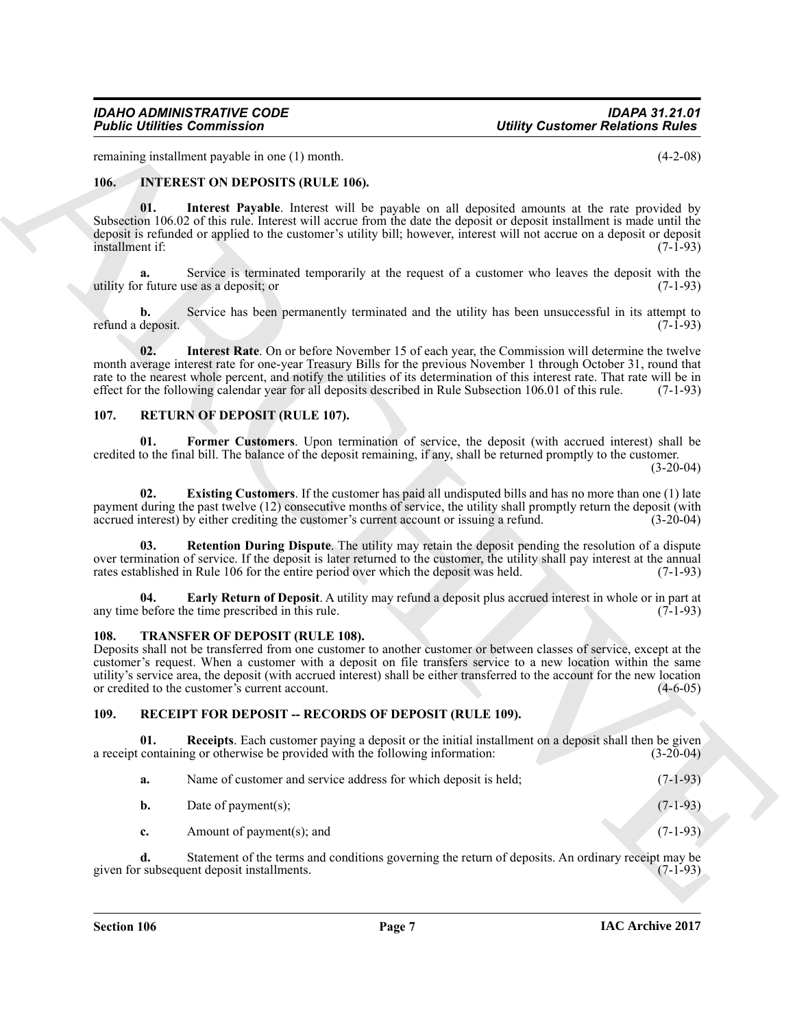remaining installment payable in one (1) month. (4-2-08)

## 106. INTEREST ON DEPOSITS (RULE 106).

**01. Interest Payable**. Interest will be payable on all deposited amounts at the rate provided by Subsection 106.02 of this rule. Interest will accrue from the date the deposit or deposit installment is made until the deposit is refunded or applied to the customer's utility bill; however, interest will not accrue on a deposit or deposit installment if: (7-1-93)

**a.** Service is terminated temporarily at the request of a customer who leaves the deposit with the utility for future use as a deposit; or (7-1-93)

**b.** Service has been permanently terminated and the utility has been unsuccessful in its attempt to refund a deposit. (7-1-93)

**02. Interest Rate**. On or before November 15 of each year, the Commission will determine the twelve month average interest rate for one-year Treasury Bills for the previous November 1 through October 31, round that rate to the nearest whole percent, and notify the utilities of its determination of this interest rate. That rate will be in effect for the following calendar year for all deposits described in Rule Subsection 106.01 of this rule. (7-1-93)

## 107. RETURN OF DEPOSIT (RULE 107).

**01. Former Customers**. Upon termination of service, the deposit (with accrued interest) shall be credited to the final bill. The balance of the deposit remaining, if any, shall be returned promptly to the customer. (3-20-04)

**02. Existing Customers**. If the customer has paid all undisputed bills and has no more than one (1) late payment during the past twelve (12) consecutive months of service, the utility shall promptly return the deposit (with accrued interest) by either crediting the customer's current account or issuing a refund. (3-20-04)

**03. Retention During Dispute**. The utility may retain the deposit pending the resolution of a dispute over termination of service. If the deposit is later returned to the customer, the utility shall pay interest at the annual rates established in Rule 106 for the entire period over which the deposit was held. (7-1-93)

**04. Early Return of Deposit**. A utility may refund a deposit plus accrued interest in whole or in part at any time before the time prescribed in this rule. (7-1-93)

## 108. TRANSFER OF DEPOSIT (RULE 108).

Deposits shall not be transferred from one customer to another customer or between classes of service, except at the customer's request. When a customer with a deposit on file transfers service to a new location within the same utility's service area, the deposit (with accrued interest) shall be either transferred to the account for the new location or credited to the customer's current account. (4-6-05)

## 109. RECEIPT FOR DEPOSIT -- RECORDS OF DEPOSIT (RULE 109).

**01. Receipts**. Each customer paying a deposit or the initial installment on a deposit shall then be given a receipt containing or otherwise be provided with the following information: (3-20-04)

**a.** Name of customer and service address for which deposit is held; (7-1-93)

**b.** Date of payment(s); (7-1-93)

**c.** Amount of payment(s); and (7-1-93)

**d.** Statement of the terms and conditions governing the return of deposits. An ordinary receipt may be given for subsequent deposit installments. (7-1-93)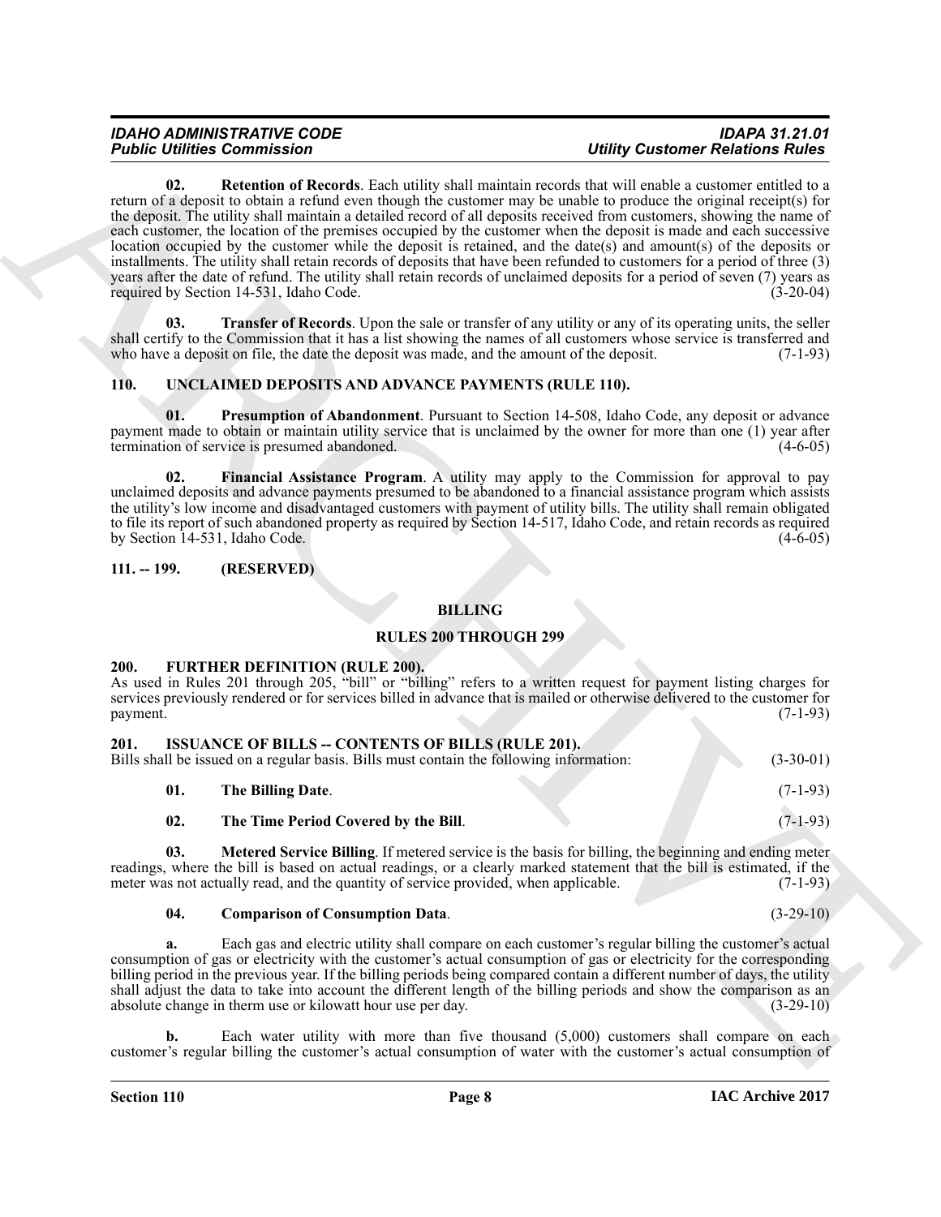**02. Retention of Records**. Each utility shall maintain records that will enable a customer entitled to a return of a deposit to obtain a refund even though the customer may be unable to produce the original receipt(s) for the deposit. The utility shall maintain a detailed record of all deposits received from customers, showing the name of each customer, the location of the premises occupied by the customer when the deposit is made and each successive location occupied by the customer while the deposit is retained, and the date(s) and amount(s) of the deposits or installments. The utility shall retain records of deposits that have been refunded to customers for a period of three (3) years after the date of refund. The utility shall retain records of unclaimed deposits for a period of seven (7) years as required by Section 14-531, Idaho Code. (3-20-04)

**03. Transfer of Records**. Upon the sale or transfer of any utility or any of its operating units, the seller shall certify to the Commission that it has a list showing the names of all customers whose service is transferred and who have a deposit on file, the date the deposit was made, and the amount of the deposit. (7-1-93)

## 110. UNCLAIMED DEPOSITS AND ADVANCE PAYMENTS (RULE 110).

**01. Presumption of Abandonment**. Pursuant to Section 14-508, Idaho Code, any deposit or advance payment made to obtain or maintain utility service that is unclaimed by the owner for more than one (1) year after termination of service is presumed abandoned. (4-6-05)

**02. Financial Assistance Program**. A utility may apply to the Commission for approval to pay unclaimed deposits and advance payments presumed to be abandoned to a financial assistance program which assists the utility's low income and disadvantaged customers with payment of utility bills. The utility shall remain obligated to file its report of such abandoned property as required by Section 14-517, Idaho Code, and retain records as required by Section 14-531, Idaho Code. (4-6-05)

## 111. -- 199. (RESERVED)

# BILLING

# RULES 200 THROUGH 299

## 200. FURTHER DEFINITION (RULE 200).

As used in Rules 201 through 205, "bill" or "billing" refers to a written request for payment listing charges for services previously rendered or for services billed in advance that is mailed or otherwise delivered to the customer for payment. (7-1-93)

## 201. ISSUANCE OF BILLS -- CONTENTS OF BILLS (RULE 201).

Bills shall be issued on a regular basis. Bills must contain the following information: (3-30-01)

**01. The Billing Date**. (7-1-93)

**02. The Time Period Covered by the Bill**. (7-1-93)

**03. Metered Service Billing**. If metered service is the basis for billing, the beginning and ending meter readings, where the bill is based on actual readings, or a clearly marked statement that the bill is estimated, if the meter was not actually read, and the quantity of service provided, when applicable. (7-1-93)

**04. Comparison of Consumption Data**. (3-29-10)

**a.** Each gas and electric utility shall compare on each customer's regular billing the customer's actual consumption of gas or electricity with the customer's actual consumption of gas or electricity for the corresponding billing period in the previous year. If the billing periods being compared contain a different number of days, the utility shall adjust the data to take into account the different length of the billing periods and show the comparison as an absolute change in therm use or kilowatt hour use per day. (3-29-10)

**b.** Each water utility with more than five thousand (5,000) customers shall compare on each customer's regular billing the customer's actual consumption of water with the customer's actual consumption of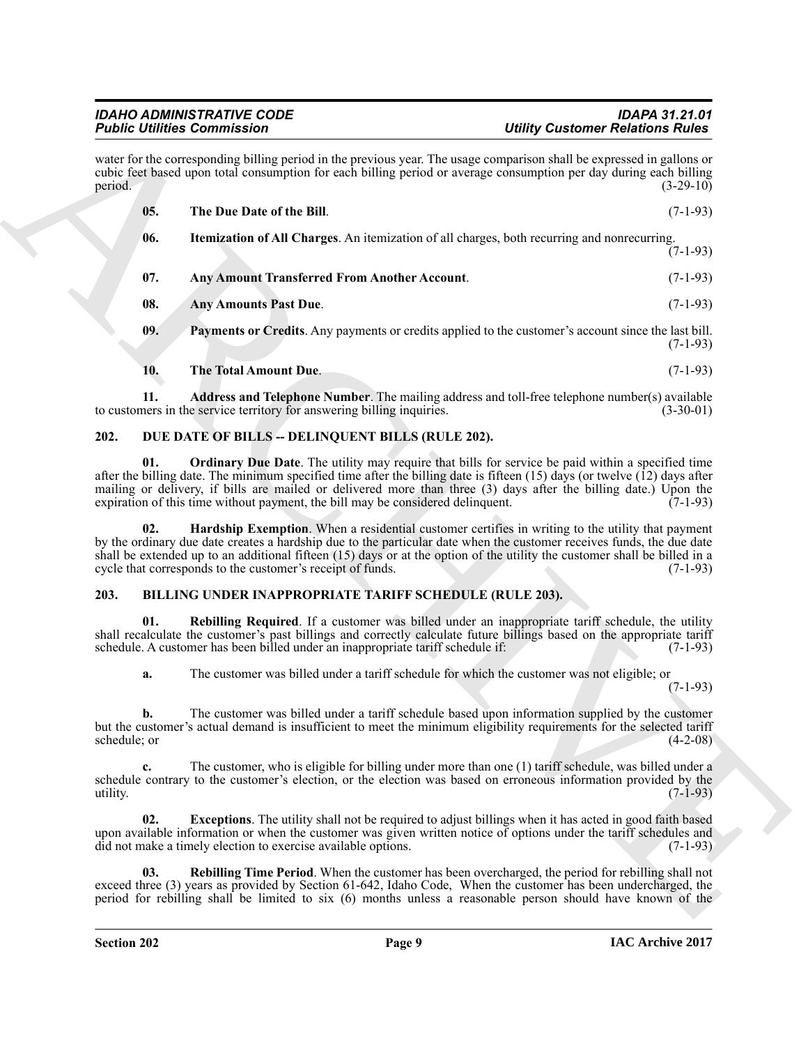water for the corresponding billing period in the previous year. The usage comparison shall be expressed in gallons or cubic feet based upon total consumption for each billing period or average consumption per day during each billing period. (3-29-10)

**05. The Due Date of the Bill**. (7-1-93)

**06. Itemization of All Charges**. An itemization of all charges, both recurring and nonrecurring. (7-1-93)

**07. Any Amount Transferred From Another Account**. (7-1-93)

**08. Any Amounts Past Due**. (7-1-93)

**09. Payments or Credits**. Any payments or credits applied to the customer's account since the last bill. (7-1-93)

**10. The Total Amount Due**. (7-1-93)

**11. Address and Telephone Number**. The mailing address and toll-free telephone number(s) available to customers in the service territory for answering billing inquiries. (3-30-01)

## 202. DUE DATE OF BILLS -- DELINQUENT BILLS (RULE 202).

**01. Ordinary Due Date**. The utility may require that bills for service be paid within a specified time after the billing date. The minimum specified time after the billing date is fifteen (15) days (or twelve (12) days after mailing or delivery, if bills are mailed or delivered more than three (3) days after the billing date.) Upon the expiration of this time without payment, the bill may be considered delinquent. (7-1-93)

**02. Hardship Exemption**. When a residential customer certifies in writing to the utility that payment by the ordinary due date creates a hardship due to the particular date when the customer receives funds, the due date shall be extended up to an additional fifteen (15) days or at the option of the utility the customer shall be billed in a cycle that corresponds to the customer's receipt of funds. (7-1-93)

## 203. BILLING UNDER INAPPROPRIATE TARIFF SCHEDULE (RULE 203).

**01. Rebilling Required**. If a customer was billed under an inappropriate tariff schedule, the utility shall recalculate the customer's past billings and correctly calculate future billings based on the appropriate tariff schedule. A customer has been billed under an inappropriate tariff schedule if: (7-1-93)

**a.** The customer was billed under a tariff schedule for which the customer was not eligible; or (7-1-93)

**b.** The customer was billed under a tariff schedule based upon information supplied by the customer but the customer's actual demand is insufficient to meet the minimum eligibility requirements for the selected tariff schedule; or (4-2-08)

**c.** The customer, who is eligible for billing under more than one (1) tariff schedule, was billed under a schedule contrary to the customer's election, or the election was based on erroneous information provided by the utility. (7-1-93)

**02. Exceptions**. The utility shall not be required to adjust billings when it has acted in good faith based upon available information or when the customer was given written notice of options under the tariff schedules and did not make a timely election to exercise available options. (7-1-93)

**03. Rebilling Time Period**. When the customer has been overcharged, the period for rebilling shall not exceed three (3) years as provided by Section 61-642, Idaho Code, When the customer has been undercharged, the period for rebilling shall be limited to six (6) months unless a reasonable person should have known of the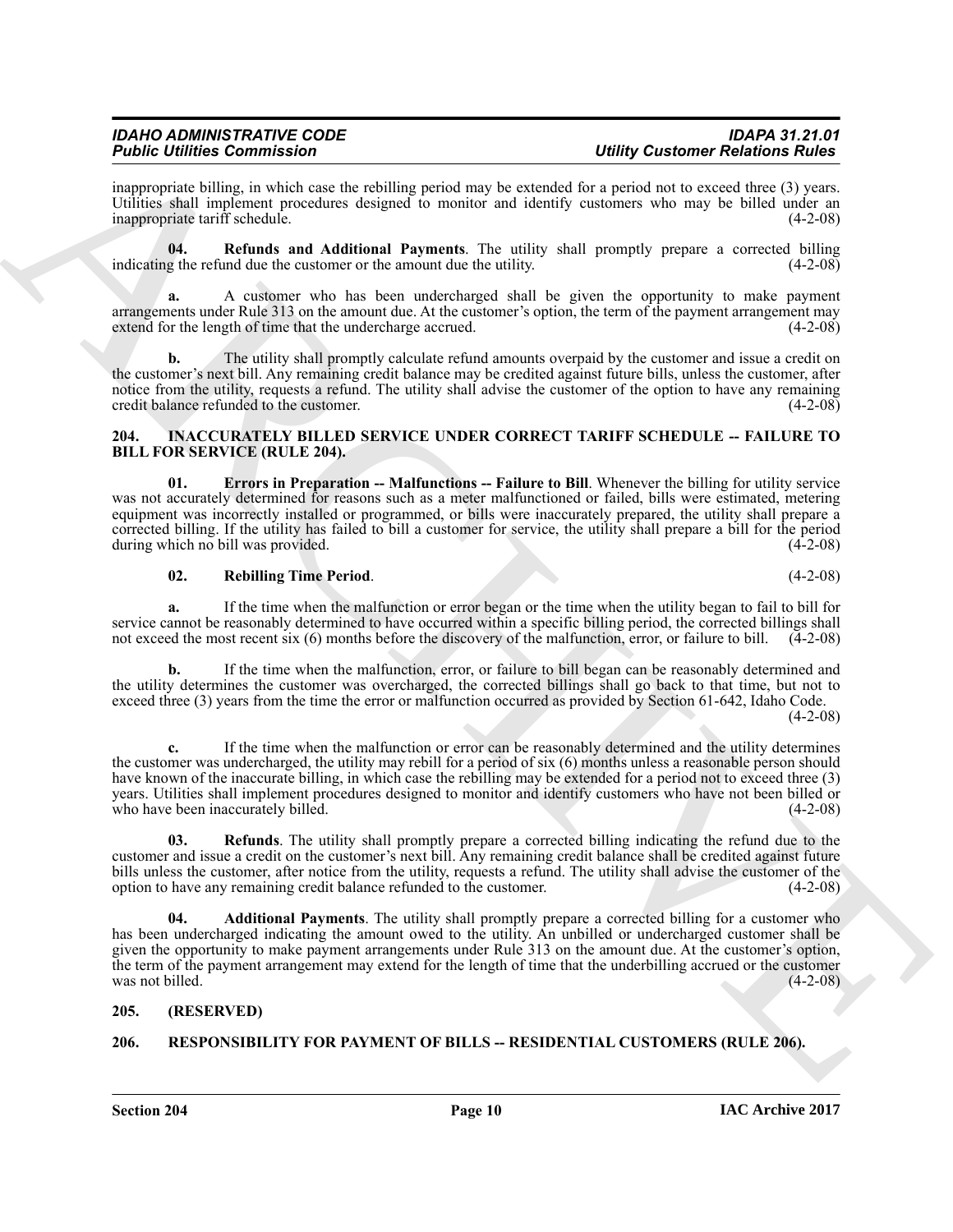inappropriate billing, in which case the rebilling period may be extended for a period not to exceed three (3) years. Utilities shall implement procedures designed to monitor and identify customers who may be billed under an inappropriate tariff schedule. (4-2-08)

**04. Refunds and Additional Payments**. The utility shall promptly prepare a corrected billing indicating the refund due the customer or the amount due the utility. (4-2-08)

**a.** A customer who has been undercharged shall be given the opportunity to make payment arrangements under Rule 313 on the amount due. At the customer's option, the term of the payment arrangement may extend for the length of time that the undercharge accrued. (4-2-08)

**b.** The utility shall promptly calculate refund amounts overpaid by the customer and issue a credit on the customer's next bill. Any remaining credit balance may be credited against future bills, unless the customer, after notice from the utility, requests a refund. The utility shall advise the customer of the option to have any remaining credit balance refunded to the customer. (4-2-08)

## 204. INACCURATELY BILLED SERVICE UNDER CORRECT TARIFF SCHEDULE -- FAILURE TO BILL FOR SERVICE (RULE 204).

**01. Errors in Preparation -- Malfunctions -- Failure to Bill**. Whenever the billing for utility service was not accurately determined for reasons such as a meter malfunctioned or failed, bills were estimated, metering equipment was incorrectly installed or programmed, or bills were inaccurately prepared, the utility shall prepare a corrected billing. If the utility has failed to bill a customer for service, the utility shall prepare a bill for the period during which no bill was provided. (4-2-08)

**02. Rebilling Time Period**. (4-2-08)

**a.** If the time when the malfunction or error began or the time when the utility began to fail to bill for service cannot be reasonably determined to have occurred within a specific billing period, the corrected billings shall not exceed the most recent six (6) months before the discovery of the malfunction, error, or failure to bill. (4-2-08)

**b.** If the time when the malfunction, error, or failure to bill began can be reasonably determined and the utility determines the customer was overcharged, the corrected billings shall go back to that time, but not to exceed three (3) years from the time the error or malfunction occurred as provided by Section 61-642, Idaho Code. (4-2-08)

**c.** If the time when the malfunction or error can be reasonably determined and the utility determines the customer was undercharged, the utility may rebill for a period of six (6) months unless a reasonable person should have known of the inaccurate billing, in which case the rebilling may be extended for a period not to exceed three (3) years. Utilities shall implement procedures designed to monitor and identify customers who have not been billed or who have been inaccurately billed. (4-2-08)

**03. Refunds**. The utility shall promptly prepare a corrected billing indicating the refund due to the customer and issue a credit on the customer's next bill. Any remaining credit balance shall be credited against future bills unless the customer, after notice from the utility, requests a refund. The utility shall advise the customer of the option to have any remaining credit balance refunded to the customer. (4-2-08)

**04. Additional Payments**. The utility shall promptly prepare a corrected billing for a customer who has been undercharged indicating the amount owed to the utility. An unbilled or undercharged customer shall be given the opportunity to make payment arrangements under Rule 313 on the amount due. At the customer's option, the term of the payment arrangement may extend for the length of time that the underbilling accrued or the customer was not billed. (4-2-08)

## 205. (RESERVED)

## 206. RESPONSIBILITY FOR PAYMENT OF BILLS -- RESIDENTIAL CUSTOMERS (RULE 206).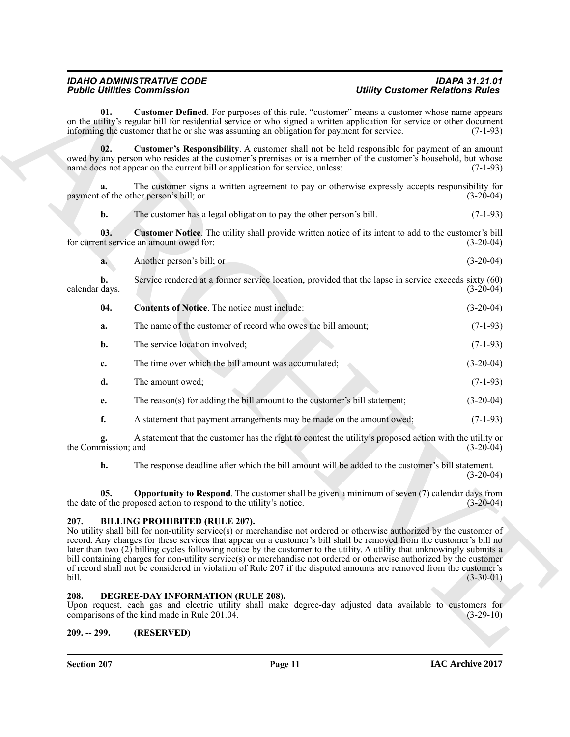**01. Customer Defined**. For purposes of this rule, "customer" means a customer whose name appears on the utility's regular bill for residential service or who signed a written application for service or other document informing the customer that he or she was assuming an obligation for payment for service. (7-1-93)

**02. Customer's Responsibility**. A customer shall not be held responsible for payment of an amount owed by any person who resides at the customer's premises or is a member of the customer's household, but whose name does not appear on the current bill or application for service, unless: (7-1-93)

**a.** The customer signs a written agreement to pay or otherwise expressly accepts responsibility for payment of the other person's bill; or (3-20-04)

**b.** The customer has a legal obligation to pay the other person's bill. (7-1-93)

**03. Customer Notice**. The utility shall provide written notice of its intent to add to the customer's bill for current service an amount owed for: (3-20-04)

**a.** Another person's bill; or (3-20-04)

**b.** Service rendered at a former service location, provided that the lapse in service exceeds sixty (60) calendar days. (3-20-04)

**04. Contents of Notice**. The notice must include: (3-20-04)

**a.** The name of the customer of record who owes the bill amount; (7-1-93)

**b.** The service location involved; (7-1-93)

**c.** The time over which the bill amount was accumulated; (3-20-04)

**d.** The amount owed; (7-1-93)

**e.** The reason(s) for adding the bill amount to the customer's bill statement; (3-20-04)

**f.** A statement that payment arrangements may be made on the amount owed; (7-1-93)

**g.** A statement that the customer has the right to contest the utility's proposed action with the utility or the Commission; and (3-20-04)

**h.** The response deadline after which the bill amount will be added to the customer's bill statement. (3-20-04)

**05. Opportunity to Respond**. The customer shall be given a minimum of seven (7) calendar days from the date of the proposed action to respond to the utility's notice. (3-20-04)

## 207. BILLING PROHIBITED (RULE 207).

No utility shall bill for non-utility service(s) or merchandise not ordered or otherwise authorized by the customer of record. Any charges for these services that appear on a customer's bill shall be removed from the customer's bill no later than two (2) billing cycles following notice by the customer to the utility. A utility that unknowingly submits a bill containing charges for non-utility service(s) or merchandise not ordered or otherwise authorized by the customer of record shall not be considered in violation of Rule 207 if the disputed amounts are removed from the customer's bill. (3-30-01)

## 208. DEGREE-DAY INFORMATION (RULE 208).

Upon request, each gas and electric utility shall make degree-day adjusted data available to customers for comparisons of the kind made in Rule 201.04. (3-29-10)

## 209. -- 299. (RESERVED)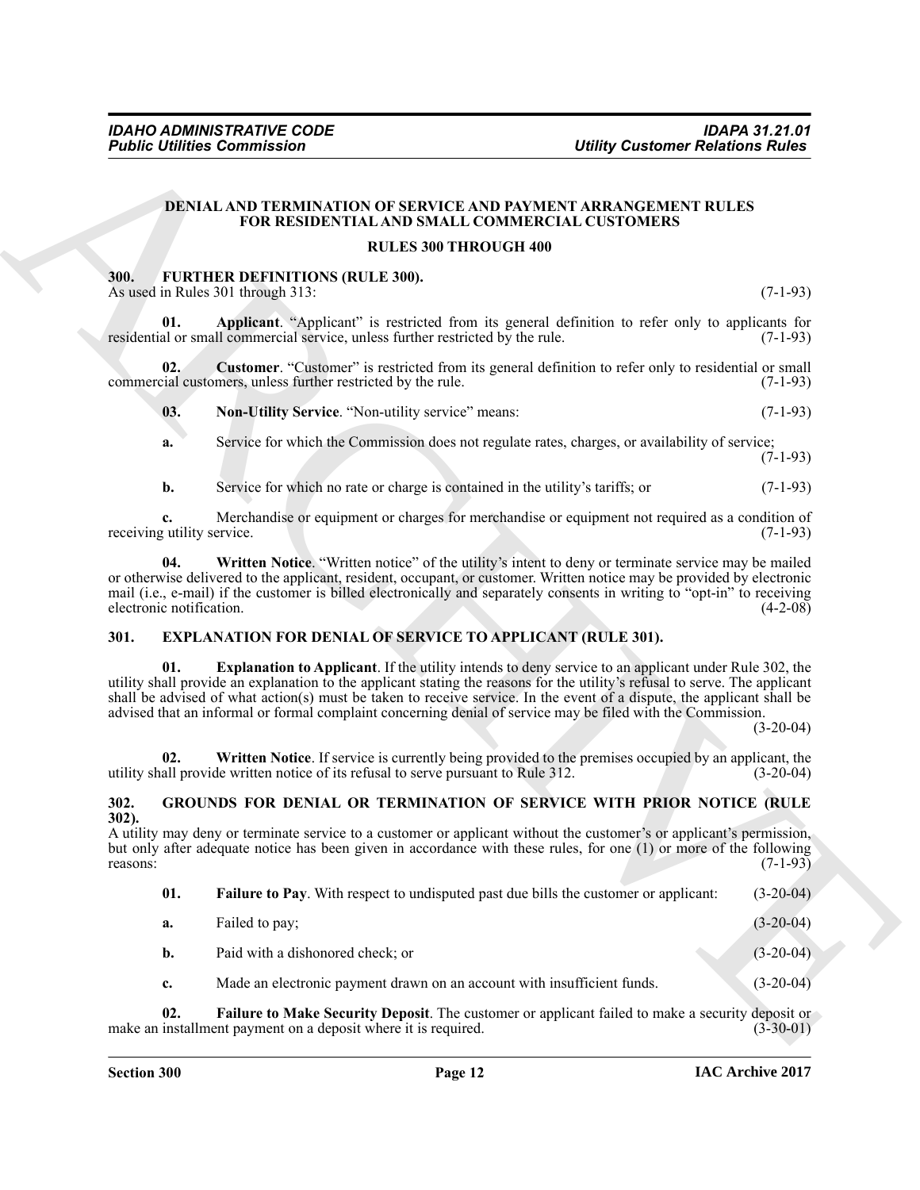## DENIAL AND TERMINATION OF SERVICE AND PAYMENT ARRANGEMENT RULES FOR RESIDENTIAL AND SMALL COMMERCIAL CUSTOMERS

### RULES 300 THROUGH 400

**300. FURTHER DEFINITIONS (RULE 300).**

As used in Rules 301 through 313: (7-1-93)

**01. Applicant**. "Applicant" is restricted from its general definition to refer only to applicants for residential or small commercial service, unless further restricted by the rule. (7-1-93)

**02. Customer**. "Customer" is restricted from its general definition to refer only to residential or small commercial customers, unless further restricted by the rule. (7-1-93)

**03. Non-Utility Service**. "Non-utility service" means: (7-1-93)

**a.** Service for which the Commission does not regulate rates, charges, or availability of service; (7-1-93)

**b.** Service for which no rate or charge is contained in the utility's tariffs; or (7-1-93)

**c.** Merchandise or equipment or charges for merchandise or equipment not required as a condition of receiving utility service. (7-1-93)

**04. Written Notice**. "Written notice" of the utility's intent to deny or terminate service may be mailed or otherwise delivered to the applicant, resident, occupant, or customer. Written notice may be provided by electronic mail (i.e., e-mail) if the customer is billed electronically and separately consents in writing to "opt-in" to receiving electronic notification. (4-2-08)

**301. EXPLANATION FOR DENIAL OF SERVICE TO APPLICANT (RULE 301).**

**01. Explanation to Applicant**. If the utility intends to deny service to an applicant under Rule 302, the utility shall provide an explanation to the applicant stating the reasons for the utility's refusal to serve. The applicant shall be advised of what action(s) must be taken to receive service. In the event of a dispute, the applicant shall be advised that an informal or formal complaint concerning denial of service may be filed with the Commission. (3-20-04)

**02. Written Notice**. If service is currently being provided to the premises occupied by an applicant, the utility shall provide written notice of its refusal to serve pursuant to Rule 312. (3-20-04)

**302. GROUNDS FOR DENIAL OR TERMINATION OF SERVICE WITH PRIOR NOTICE (RULE 302).**

A utility may deny or terminate service to a customer or applicant without the customer's or applicant's permission, but only after adequate notice has been given in accordance with these rules, for one (1) or more of the following reasons: (7-1-93)

**01. Failure to Pay**. With respect to undisputed past due bills the customer or applicant: (3-20-04)

**a.** Failed to pay; (3-20-04)

**b.** Paid with a dishonored check; or (3-20-04)

**c.** Made an electronic payment drawn on an account with insufficient funds. (3-20-04)

**02. Failure to Make Security Deposit**. The customer or applicant failed to make a security deposit or make an installment payment on a deposit where it is required. (3-30-01)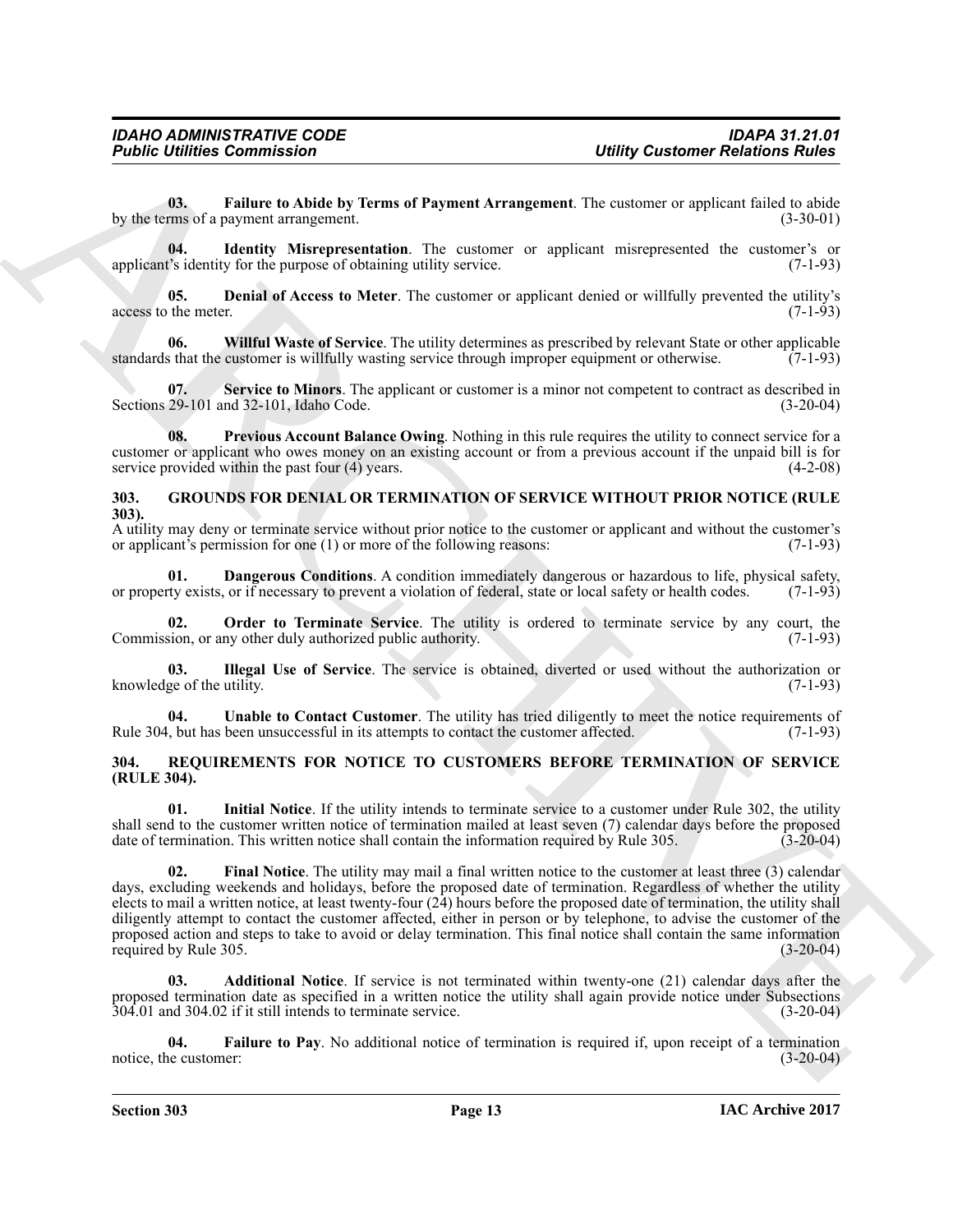**03. Failure to Abide by Terms of Payment Arrangement**. The customer or applicant failed to abide by the terms of a payment arrangement. (3-30-01)

**04. Identity Misrepresentation**. The customer or applicant misrepresented the customer's or applicant's identity for the purpose of obtaining utility service. (7-1-93)

**05. Denial of Access to Meter**. The customer or applicant denied or willfully prevented the utility's access to the meter. (7-1-93)

**06. Willful Waste of Service**. The utility determines as prescribed by relevant State or other applicable standards that the customer is willfully wasting service through improper equipment or otherwise. (7-1-93)

**07. Service to Minors**. The applicant or customer is a minor not competent to contract as described in Sections 29-101 and 32-101, Idaho Code. (3-20-04)

**08. Previous Account Balance Owing**. Nothing in this rule requires the utility to connect service for a customer or applicant who owes money on an existing account or from a previous account if the unpaid bill is for service provided within the past four (4) years. (4-2-08)

## 303. GROUNDS FOR DENIAL OR TERMINATION OF SERVICE WITHOUT PRIOR NOTICE (RULE 303).

A utility may deny or terminate service without prior notice to the customer or applicant and without the customer's or applicant's permission for one (1) or more of the following reasons: (7-1-93)

**01. Dangerous Conditions**. A condition immediately dangerous or hazardous to life, physical safety, or property exists, or if necessary to prevent a violation of federal, state or local safety or health codes. (7-1-93)

**02. Order to Terminate Service**. The utility is ordered to terminate service by any court, the Commission, or any other duly authorized public authority. (7-1-93)

**03. Illegal Use of Service**. The service is obtained, diverted or used without the authorization or knowledge of the utility. (7-1-93)

**04. Unable to Contact Customer**. The utility has tried diligently to meet the notice requirements of Rule 304, but has been unsuccessful in its attempts to contact the customer affected. (7-1-93)

## 304. REQUIREMENTS FOR NOTICE TO CUSTOMERS BEFORE TERMINATION OF SERVICE (RULE 304).

**01. Initial Notice**. If the utility intends to terminate service to a customer under Rule 302, the utility shall send to the customer written notice of termination mailed at least seven (7) calendar days before the proposed date of termination. This written notice shall contain the information required by Rule 305. (3-20-04)

**02. Final Notice**. The utility may mail a final written notice to the customer at least three (3) calendar days, excluding weekends and holidays, before the proposed date of termination. Regardless of whether the utility elects to mail a written notice, at least twenty-four (24) hours before the proposed date of termination, the utility shall diligently attempt to contact the customer affected, either in person or by telephone, to advise the customer of the proposed action and steps to take to avoid or delay termination. This final notice shall contain the same information required by Rule 305. (3-20-04)

**03. Additional Notice**. If service is not terminated within twenty-one (21) calendar days after the proposed termination date as specified in a written notice the utility shall again provide notice under Subsections 304.01 and 304.02 if it still intends to terminate service. (3-20-04)

**04. Failure to Pay**. No additional notice of termination is required if, upon receipt of a termination notice, the customer: (3-20-04)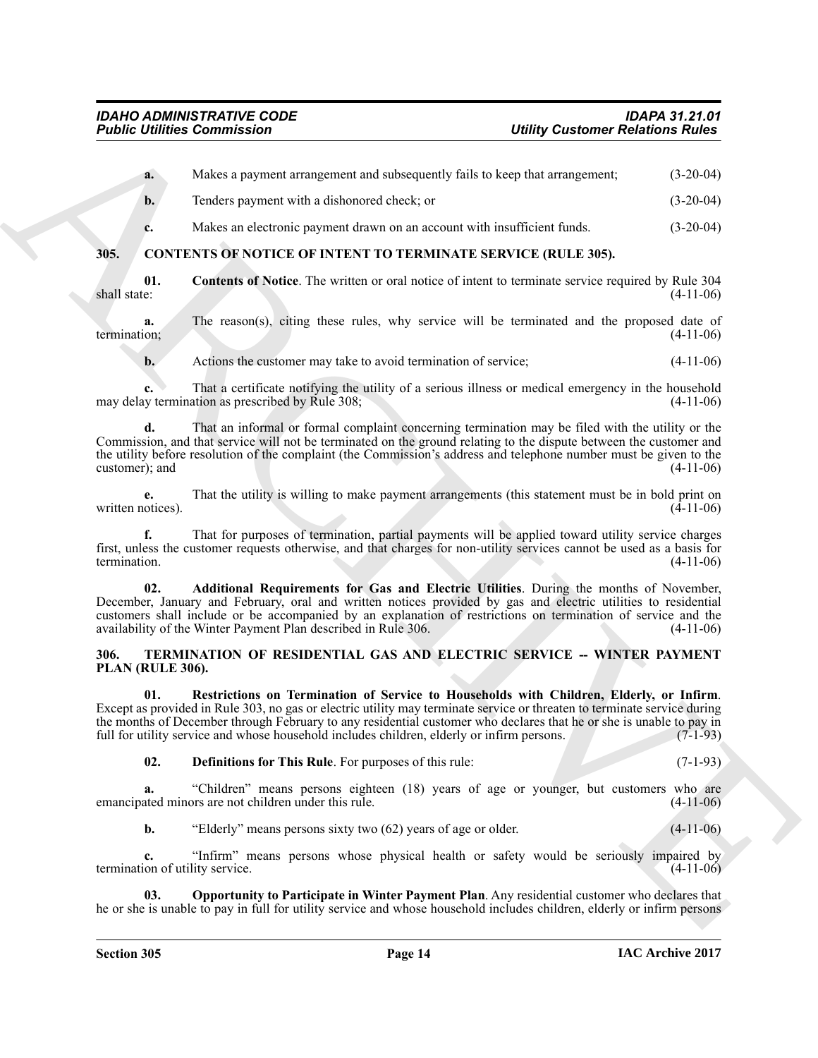**a.** Makes a payment arrangement and subsequently fails to keep that arrangement; (3-20-04)

**b.** Tenders payment with a dishonored check; or (3-20-04)

**c.** Makes an electronic payment drawn on an account with insufficient funds. (3-20-04)

## 305. CONTENTS OF NOTICE OF INTENT TO TERMINATE SERVICE (RULE 305).

**01. Contents of Notice**. The written or oral notice of intent to terminate service required by Rule 304 shall state: (4-11-06)

**a.** The reason(s), citing these rules, why service will be terminated and the proposed date of termination; (4-11-06)

**b.** Actions the customer may take to avoid termination of service; (4-11-06)

**c.** That a certificate notifying the utility of a serious illness or medical emergency in the household may delay termination as prescribed by Rule 308; (4-11-06)

**d.** That an informal or formal complaint concerning termination may be filed with the utility or the Commission, and that service will not be terminated on the ground relating to the dispute between the customer and the utility before resolution of the complaint (the Commission's address and telephone number must be given to the customer); and (4-11-06)

**e.** That the utility is willing to make payment arrangements (this statement must be in bold print on written notices). (4-11-06)

**f.** That for purposes of termination, partial payments will be applied toward utility service charges first, unless the customer requests otherwise, and that charges for non-utility services cannot be used as a basis for termination. (4-11-06)

**02. Additional Requirements for Gas and Electric Utilities**. During the months of November, December, January and February, oral and written notices provided by gas and electric utilities to residential customers shall include or be accompanied by an explanation of restrictions on termination of service and the availability of the Winter Payment Plan described in Rule 306. (4-11-06)

## 306. TERMINATION OF RESIDENTIAL GAS AND ELECTRIC SERVICE -- WINTER PAYMENT PLAN (RULE 306).

**01. Restrictions on Termination of Service to Households with Children, Elderly, or Infirm**. Except as provided in Rule 303, no gas or electric utility may terminate service or threaten to terminate service during the months of December through February to any residential customer who declares that he or she is unable to pay in full for utility service and whose household includes children, elderly or infirm persons. (7-1-93)

**02. Definitions for This Rule**. For purposes of this rule: (7-1-93)

**a.** "Children" means persons eighteen (18) years of age or younger, but customers who are emancipated minors are not children under this rule. (4-11-06)

**b.** "Elderly" means persons sixty two (62) years of age or older. (4-11-06)

**c.** "Infirm" means persons whose physical health or safety would be seriously impaired by termination of utility service. (4-11-06)

**03. Opportunity to Participate in Winter Payment Plan**. Any residential customer who declares that he or she is unable to pay in full for utility service and whose household includes children, elderly or infirm persons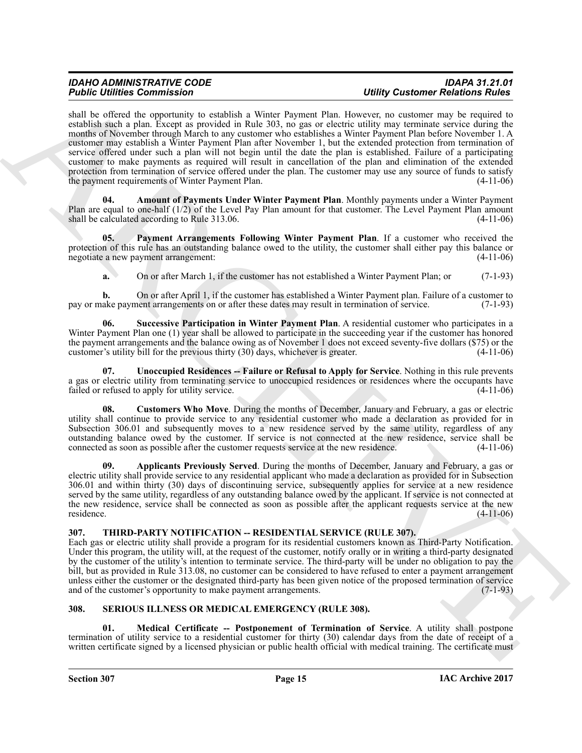shall be offered the opportunity to establish a Winter Payment Plan. However, no customer may be required to establish such a plan. Except as provided in Rule 303, no gas or electric utility may terminate service during the months of November through March to any customer who establishes a Winter Payment Plan before November 1. A customer may establish a Winter Payment Plan after November 1, but the extended protection from termination of service offered under such a plan will not begin until the date the plan is established. Failure of a participating customer to make payments as required will result in cancellation of the plan and elimination of the extended protection from termination of service offered under the plan. The customer may use any source of funds to satisfy the payment requirements of Winter Payment Plan. (4-11-06)

**04. Amount of Payments Under Winter Payment Plan**. Monthly payments under a Winter Payment Plan are equal to one-half (1/2) of the Level Pay Plan amount for that customer. The Level Payment Plan amount shall be calculated according to Rule 313.06. (4-11-06)

**05. Payment Arrangements Following Winter Payment Plan**. If a customer who received the protection of this rule has an outstanding balance owed to the utility, the customer shall either pay this balance or negotiate a new payment arrangement: (4-11-06)

**a.** On or after March 1, if the customer has not established a Winter Payment Plan; or (7-1-93)

**b.** On or after April 1, if the customer has established a Winter Payment plan. Failure of a customer to pay or make payment arrangements on or after these dates may result in termination of service. (7-1-93)

**06. Successive Participation in Winter Payment Plan**. A residential customer who participates in a Winter Payment Plan one (1) year shall be allowed to participate in the succeeding year if the customer has honored the payment arrangements and the balance owing as of November 1 does not exceed seventy-five dollars ($75) or the customer's utility bill for the previous thirty (30) days, whichever is greater. (4-11-06)

**07. Unoccupied Residences -- Failure or Refusal to Apply for Service**. Nothing in this rule prevents a gas or electric utility from terminating service to unoccupied residences or residences where the occupants have failed or refused to apply for utility service. (4-11-06)

**08. Customers Who Move**. During the months of December, January and February, a gas or electric utility shall continue to provide service to any residential customer who made a declaration as provided for in Subsection 306.01 and subsequently moves to a new residence served by the same utility, regardless of any outstanding balance owed by the customer. If service is not connected at the new residence, service shall be connected as soon as possible after the customer requests service at the new residence. (4-11-06)

**09. Applicants Previously Served**. During the months of December, January and February, a gas or electric utility shall provide service to any residential applicant who made a declaration as provided for in Subsection 306.01 and within thirty (30) days of discontinuing service, subsequently applies for service at a new residence served by the same utility, regardless of any outstanding balance owed by the applicant. If service is not connected at the new residence, service shall be connected as soon as possible after the applicant requests service at the new residence. (4-11-06)

## 307. THIRD-PARTY NOTIFICATION -- RESIDENTIAL SERVICE (RULE 307).

Each gas or electric utility shall provide a program for its residential customers known as Third-Party Notification. Under this program, the utility will, at the request of the customer, notify orally or in writing a third-party designated by the customer of the utility's intention to terminate service. The third-party will be under no obligation to pay the bill, but as provided in Rule 313.08, no customer can be considered to have refused to enter a payment arrangement unless either the customer or the designated third-party has been given notice of the proposed termination of service and of the customer's opportunity to make payment arrangements. (7-1-93)

## 308. SERIOUS ILLNESS OR MEDICAL EMERGENCY (RULE 308).

**01. Medical Certificate -- Postponement of Termination of Service**. A utility shall postpone termination of utility service to a residential customer for thirty (30) calendar days from the date of receipt of a written certificate signed by a licensed physician or public health official with medical training. The certificate must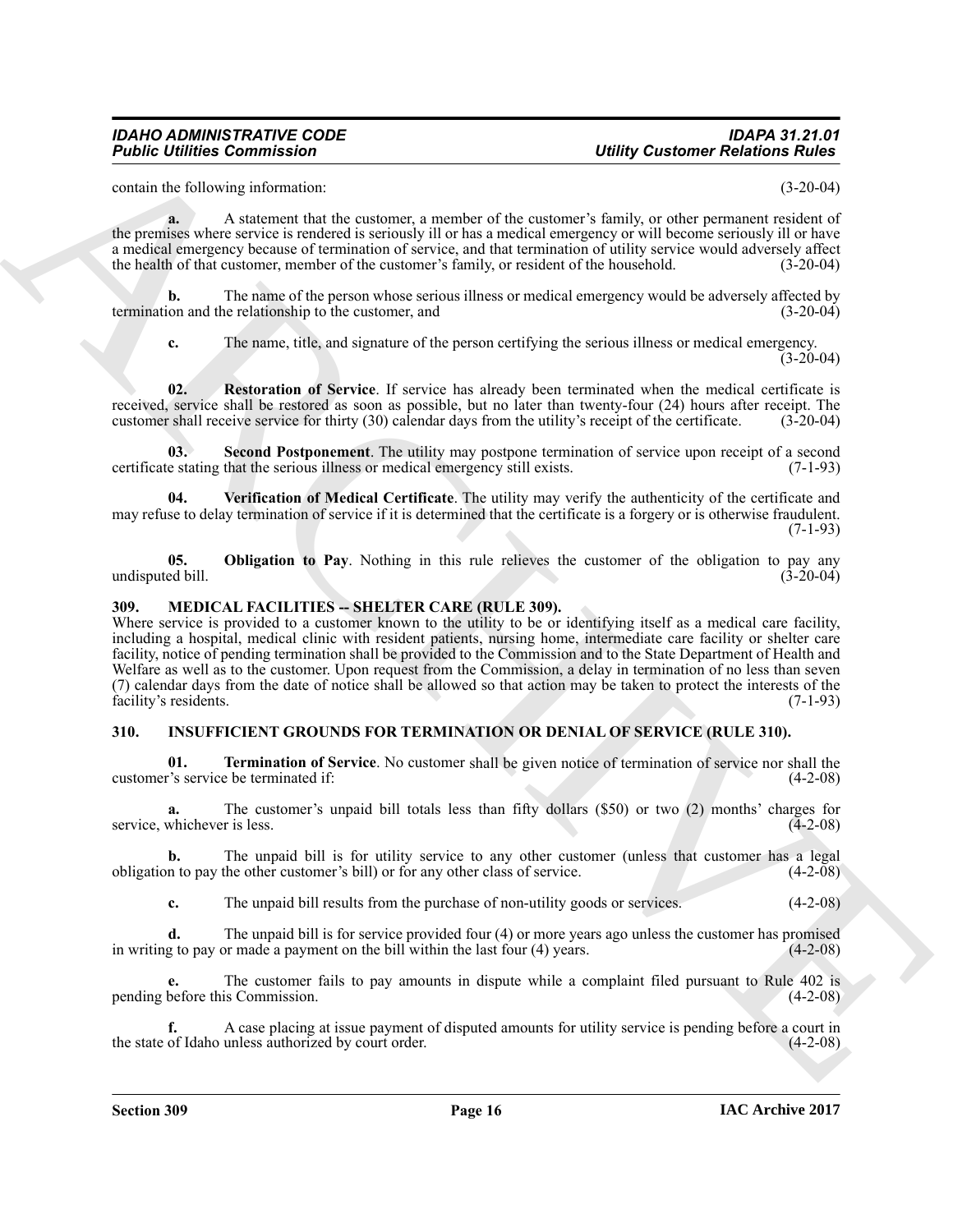contain the following information: (3-20-04)

**a.** A statement that the customer, a member of the customer's family, or other permanent resident of the premises where service is rendered is seriously ill or has a medical emergency or will become seriously ill or have a medical emergency because of termination of service, and that termination of utility service would adversely affect the health of that customer, member of the customer's family, or resident of the household. (3-20-04)

**b.** The name of the person whose serious illness or medical emergency would be adversely affected by termination and the relationship to the customer, and (3-20-04)

**c.** The name, title, and signature of the person certifying the serious illness or medical emergency. (3-20-04)

**02. Restoration of Service**. If service has already been terminated when the medical certificate is received, service shall be restored as soon as possible, but no later than twenty-four (24) hours after receipt. The customer shall receive service for thirty (30) calendar days from the utility's receipt of the certificate. (3-20-04)

**03. Second Postponement**. The utility may postpone termination of service upon receipt of a second certificate stating that the serious illness or medical emergency still exists. (7-1-93)

**04. Verification of Medical Certificate**. The utility may verify the authenticity of the certificate and may refuse to delay termination of service if it is determined that the certificate is a forgery or is otherwise fraudulent. (7-1-93)

**05. Obligation to Pay**. Nothing in this rule relieves the customer of the obligation to pay any undisputed bill. (3-20-04)

### 309. MEDICAL FACILITIES -- SHELTER CARE (RULE 309).

Where service is provided to a customer known to the utility to be or identifying itself as a medical care facility, including a hospital, medical clinic with resident patients, nursing home, intermediate care facility or shelter care facility, notice of pending termination shall be provided to the Commission and to the State Department of Health and Welfare as well as to the customer. Upon request from the Commission, a delay in termination of no less than seven (7) calendar days from the date of notice shall be allowed so that action may be taken to protect the interests of the facility's residents. (7-1-93)

### 310. INSUFFICIENT GROUNDS FOR TERMINATION OR DENIAL OF SERVICE (RULE 310).

**01. Termination of Service**. No customer shall be given notice of termination of service nor shall the customer's service be terminated if: (4-2-08)

**a.** The customer's unpaid bill totals less than fifty dollars ($50) or two (2) months' charges for service, whichever is less. (4-2-08)

**b.** The unpaid bill is for utility service to any other customer (unless that customer has a legal obligation to pay the other customer's bill) or for any other class of service. (4-2-08)

**c.** The unpaid bill results from the purchase of non-utility goods or services. (4-2-08)

**d.** The unpaid bill is for service provided four (4) or more years ago unless the customer has promised in writing to pay or made a payment on the bill within the last four (4) years. (4-2-08)

**e.** The customer fails to pay amounts in dispute while a complaint filed pursuant to Rule 402 is pending before this Commission. (4-2-08)

**f.** A case placing at issue payment of disputed amounts for utility service is pending before a court in the state of Idaho unless authorized by court order. (4-2-08)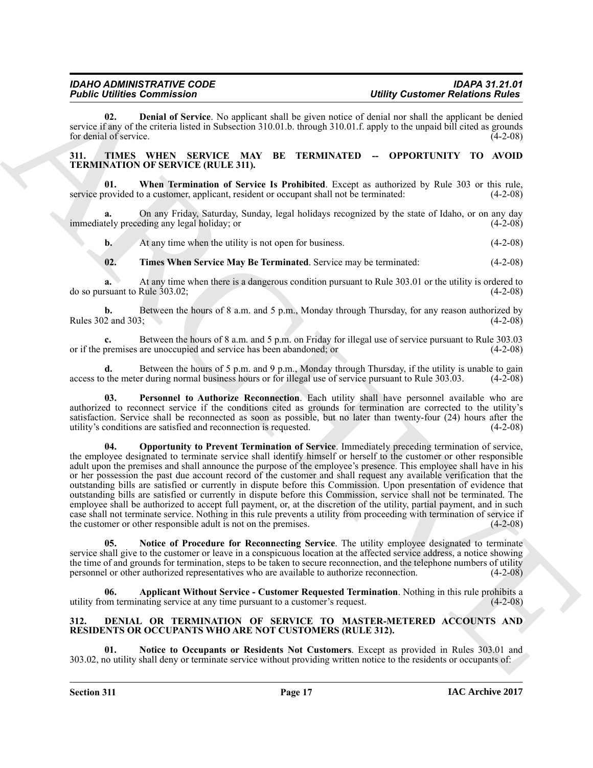**02. Denial of Service**. No applicant shall be given notice of denial nor shall the applicant be denied service if any of the criteria listed in Subsection 310.01.b. through 310.01.f. apply to the unpaid bill cited as grounds for denial of service. (4-2-08)

## 311. TIMES WHEN SERVICE MAY BE TERMINATED -- OPPORTUNITY TO AVOID TERMINATION OF SERVICE (RULE 311).

**01. When Termination of Service Is Prohibited**. Except as authorized by Rule 303 or this rule, service provided to a customer, applicant, resident or occupant shall not be terminated: (4-2-08)

**a.** On any Friday, Saturday, Sunday, legal holidays recognized by the state of Idaho, or on any day immediately preceding any legal holiday; or (4-2-08)

**b.** At any time when the utility is not open for business. (4-2-08)

**02. Times When Service May Be Terminated**. Service may be terminated: (4-2-08)

**a.** At any time when there is a dangerous condition pursuant to Rule 303.01 or the utility is ordered to do so pursuant to Rule 303.02; (4-2-08)

**b.** Between the hours of 8 a.m. and 5 p.m., Monday through Thursday, for any reason authorized by Rules 302 and 303; (4-2-08)

**c.** Between the hours of 8 a.m. and 5 p.m. on Friday for illegal use of service pursuant to Rule 303.03 or if the premises are unoccupied and service has been abandoned; or (4-2-08)

**d.** Between the hours of 5 p.m. and 9 p.m., Monday through Thursday, if the utility is unable to gain access to the meter during normal business hours or for illegal use of service pursuant to Rule 303.03. (4-2-08)

**03. Personnel to Authorize Reconnection**. Each utility shall have personnel available who are authorized to reconnect service if the conditions cited as grounds for termination are corrected to the utility's satisfaction. Service shall be reconnected as soon as possible, but no later than twenty-four (24) hours after the utility's conditions are satisfied and reconnection is requested. (4-2-08)

**04. Opportunity to Prevent Termination of Service**. Immediately preceding termination of service, the employee designated to terminate service shall identify himself or herself to the customer or other responsible adult upon the premises and shall announce the purpose of the employee's presence. This employee shall have in his or her possession the past due account record of the customer and shall request any available verification that the outstanding bills are satisfied or currently in dispute before this Commission. Upon presentation of evidence that outstanding bills are satisfied or currently in dispute before this Commission, service shall not be terminated. The employee shall be authorized to accept full payment, or, at the discretion of the utility, partial payment, and in such case shall not terminate service. Nothing in this rule prevents a utility from proceeding with termination of service if the customer or other responsible adult is not on the premises. (4-2-08)

**05. Notice of Procedure for Reconnecting Service**. The utility employee designated to terminate service shall give to the customer or leave in a conspicuous location at the affected service address, a notice showing the time of and grounds for termination, steps to be taken to secure reconnection, and the telephone numbers of utility personnel or other authorized representatives who are available to authorize reconnection. (4-2-08)

**06. Applicant Without Service - Customer Requested Termination**. Nothing in this rule prohibits a utility from terminating service at any time pursuant to a customer's request. (4-2-08)

## 312. DENIAL OR TERMINATION OF SERVICE TO MASTER-METERED ACCOUNTS AND RESIDENTS OR OCCUPANTS WHO ARE NOT CUSTOMERS (RULE 312).

**01. Notice to Occupants or Residents Not Customers**. Except as provided in Rules 303.01 and 303.02, no utility shall deny or terminate service without providing written notice to the residents or occupants of: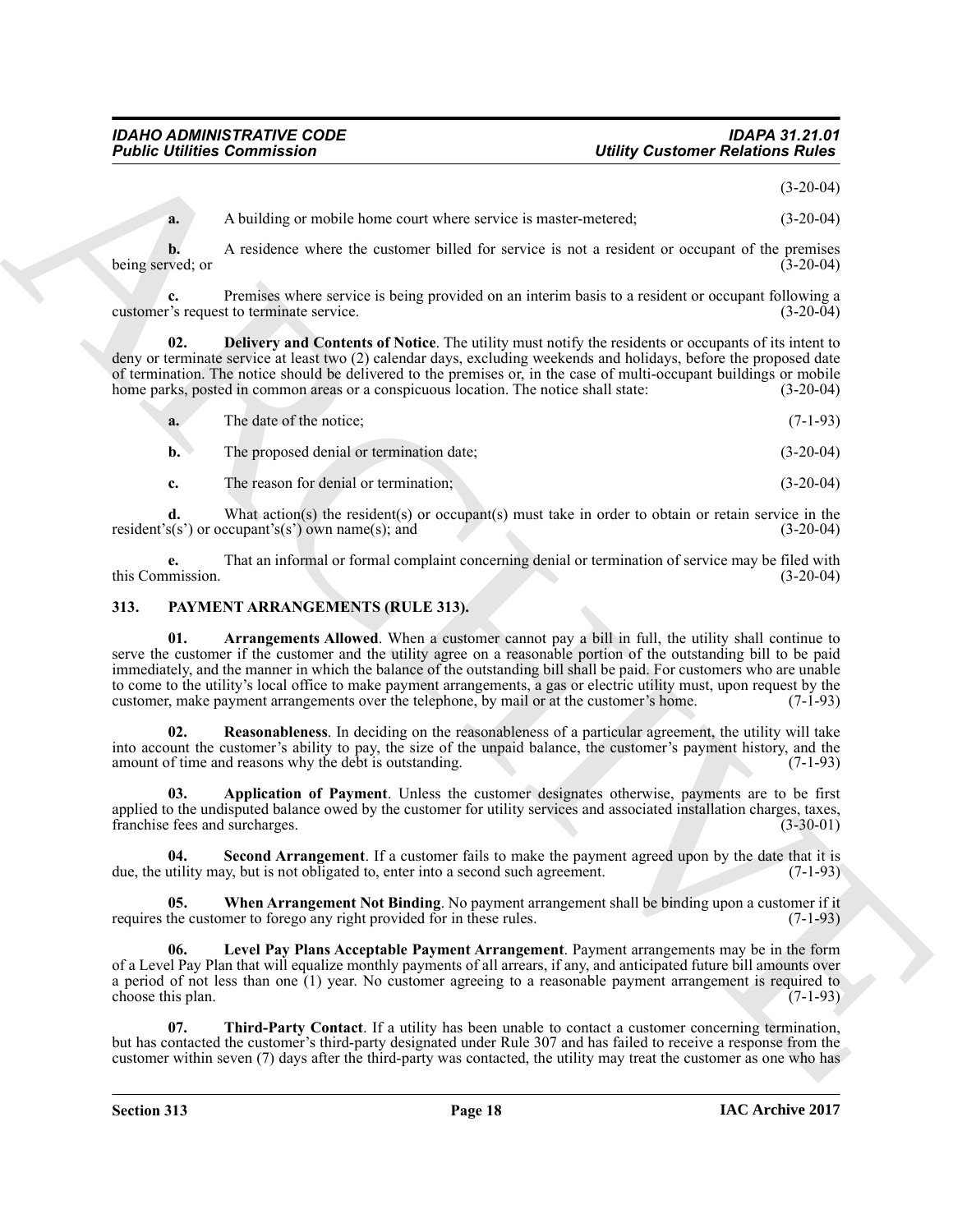(3-20-04)

**a.** A building or mobile home court where service is master-metered; (3-20-04)

**b.** A residence where the customer billed for service is not a resident or occupant of the premises being served; or (3-20-04)

**c.** Premises where service is being provided on an interim basis to a resident or occupant following a customer's request to terminate service. (3-20-04)

**02. Delivery and Contents of Notice**. The utility must notify the residents or occupants of its intent to deny or terminate service at least two (2) calendar days, excluding weekends and holidays, before the proposed date of termination. The notice should be delivered to the premises or, in the case of multi-occupant buildings or mobile home parks, posted in common areas or a conspicuous location. The notice shall state: (3-20-04)

**a.** The date of the notice; (7-1-93)

**b.** The proposed denial or termination date; (3-20-04)

**c.** The reason for denial or termination; (3-20-04)

**d.** What action(s) the resident(s) or occupant(s) must take in order to obtain or retain service in the resident's(s') or occupant's(s') own name(s); and (3-20-04)

**e.** That an informal or formal complaint concerning denial or termination of service may be filed with this Commission. (3-20-04)

## 313. PAYMENT ARRANGEMENTS (RULE 313).

**01. Arrangements Allowed**. When a customer cannot pay a bill in full, the utility shall continue to serve the customer if the customer and the utility agree on a reasonable portion of the outstanding bill to be paid immediately, and the manner in which the balance of the outstanding bill shall be paid. For customers who are unable to come to the utility's local office to make payment arrangements, a gas or electric utility must, upon request by the customer, make payment arrangements over the telephone, by mail or at the customer's home. (7-1-93)

**02. Reasonableness**. In deciding on the reasonableness of a particular agreement, the utility will take into account the customer's ability to pay, the size of the unpaid balance, the customer's payment history, and the amount of time and reasons why the debt is outstanding. (7-1-93)

**03. Application of Payment**. Unless the customer designates otherwise, payments are to be first applied to the undisputed balance owed by the customer for utility services and associated installation charges, taxes, franchise fees and surcharges. (3-30-01)

**04. Second Arrangement**. If a customer fails to make the payment agreed upon by the date that it is due, the utility may, but is not obligated to, enter into a second such agreement. (7-1-93)

**05. When Arrangement Not Binding**. No payment arrangement shall be binding upon a customer if it requires the customer to forego any right provided for in these rules. (7-1-93)

**06. Level Pay Plans Acceptable Payment Arrangement**. Payment arrangements may be in the form of a Level Pay Plan that will equalize monthly payments of all arrears, if any, and anticipated future bill amounts over a period of not less than one (1) year. No customer agreeing to a reasonable payment arrangement is required to choose this plan. (7-1-93)

**07. Third-Party Contact**. If a utility has been unable to contact a customer concerning termination, but has contacted the customer's third-party designated under Rule 307 and has failed to receive a response from the customer within seven (7) days after the third-party was contacted, the utility may treat the customer as one who has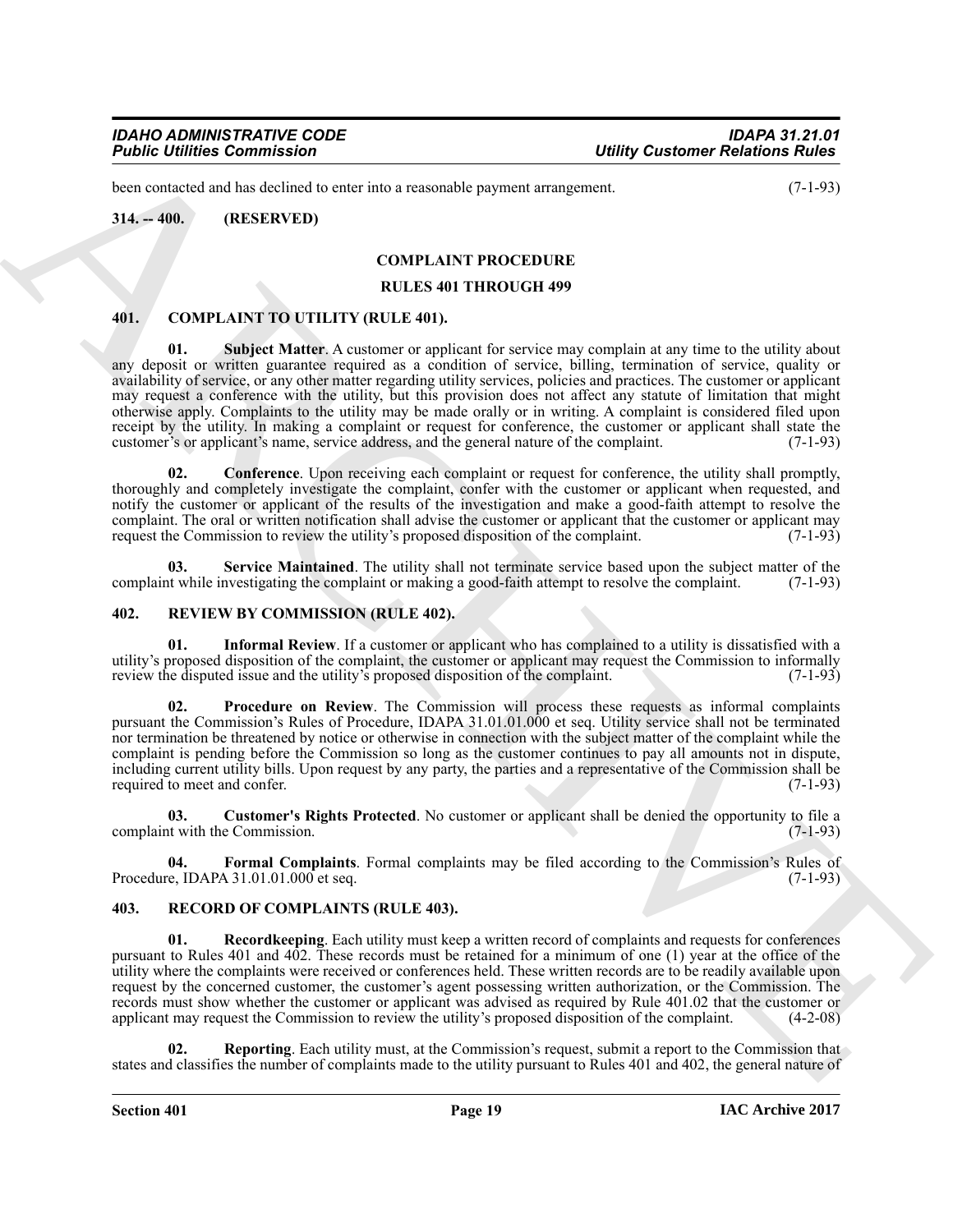been contacted and has declined to enter into a reasonable payment arrangement. (7-1-93)

**314. -- 400. (RESERVED)**

## COMPLAINT PROCEDURE

## RULES 401 THROUGH 499

### 401. COMPLAINT TO UTILITY (RULE 401).

**01. Subject Matter**. A customer or applicant for service may complain at any time to the utility about any deposit or written guarantee required as a condition of service, billing, termination of service, quality or availability of service, or any other matter regarding utility services, policies and practices. The customer or applicant may request a conference with the utility, but this provision does not affect any statute of limitation that might otherwise apply. Complaints to the utility may be made orally or in writing. A complaint is considered filed upon receipt by the utility. In making a complaint or request for conference, the customer or applicant shall state the customer's or applicant's name, service address, and the general nature of the complaint. (7-1-93)

**02. Conference**. Upon receiving each complaint or request for conference, the utility shall promptly, thoroughly and completely investigate the complaint, confer with the customer or applicant when requested, and notify the customer or applicant of the results of the investigation and make a good-faith attempt to resolve the complaint. The oral or written notification shall advise the customer or applicant that the customer or applicant may request the Commission to review the utility's proposed disposition of the complaint. (7-1-93)

**03. Service Maintained**. The utility shall not terminate service based upon the subject matter of the complaint while investigating the complaint or making a good-faith attempt to resolve the complaint. (7-1-93)

### 402. REVIEW BY COMMISSION (RULE 402).

**01. Informal Review**. If a customer or applicant who has complained to a utility is dissatisfied with a utility's proposed disposition of the complaint, the customer or applicant may request the Commission to informally review the disputed issue and the utility's proposed disposition of the complaint. (7-1-93)

**02. Procedure on Review**. The Commission will process these requests as informal complaints pursuant the Commission's Rules of Procedure, IDAPA 31.01.01.000 et seq. Utility service shall not be terminated nor termination be threatened by notice or otherwise in connection with the subject matter of the complaint while the complaint is pending before the Commission so long as the customer continues to pay all amounts not in dispute, including current utility bills. Upon request by any party, the parties and a representative of the Commission shall be required to meet and confer. (7-1-93)

**03. Customer's Rights Protected**. No customer or applicant shall be denied the opportunity to file a complaint with the Commission. (7-1-93)

**04. Formal Complaints**. Formal complaints may be filed according to the Commission's Rules of Procedure, IDAPA 31.01.01.000 et seq. (7-1-93)

### 403. RECORD OF COMPLAINTS (RULE 403).

**01. Recordkeeping**. Each utility must keep a written record of complaints and requests for conferences pursuant to Rules 401 and 402. These records must be retained for a minimum of one (1) year at the office of the utility where the complaints were received or conferences held. These written records are to be readily available upon request by the concerned customer, the customer's agent possessing written authorization, or the Commission. The records must show whether the customer or applicant was advised as required by Rule 401.02 that the customer or applicant may request the Commission to review the utility's proposed disposition of the complaint. (4-2-08)

**02. Reporting**. Each utility must, at the Commission's request, submit a report to the Commission that states and classifies the number of complaints made to the utility pursuant to Rules 401 and 402, the general nature of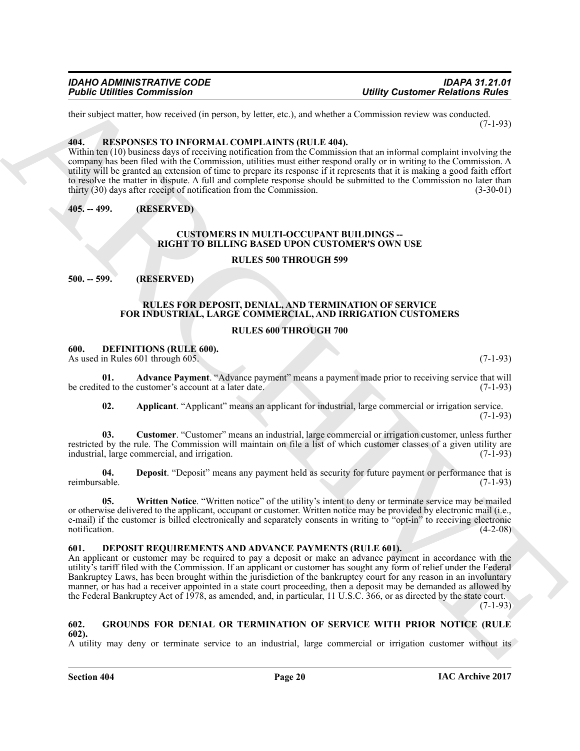their subject matter, how received (in person, by letter, etc.), and whether a Commission review was conducted. (7-1-93)

## 404. RESPONSES TO INFORMAL COMPLAINTS (RULE 404).

Within ten (10) business days of receiving notification from the Commission that an informal complaint involving the company has been filed with the Commission, utilities must either respond orally or in writing to the Commission. A utility will be granted an extension of time to prepare its response if it represents that it is making a good faith effort to resolve the matter in dispute. A full and complete response should be submitted to the Commission no later than thirty (30) days after receipt of notification from the Commission. (3-30-01)

## 405. -- 499. (RESERVED)

### CUSTOMERS IN MULTI-OCCUPANT BUILDINGS -- RIGHT TO BILLING BASED UPON CUSTOMER'S OWN USE

### RULES 500 THROUGH 599

## 500. -- 599. (RESERVED)

### RULES FOR DEPOSIT, DENIAL, AND TERMINATION OF SERVICE FOR INDUSTRIAL, LARGE COMMERCIAL, AND IRRIGATION CUSTOMERS

### RULES 600 THROUGH 700

## 600. DEFINITIONS (RULE 600).

As used in Rules 601 through 605. (7-1-93)

**01. Advance Payment**. "Advance payment" means a payment made prior to receiving service that will be credited to the customer's account at a later date. (7-1-93)

**02. Applicant**. "Applicant" means an applicant for industrial, large commercial or irrigation service. (7-1-93)

**03. Customer**. "Customer" means an industrial, large commercial or irrigation customer, unless further restricted by the rule. The Commission will maintain on file a list of which customer classes of a given utility are industrial, large commercial, and irrigation. (7-1-93)

**04. Deposit**. "Deposit" means any payment held as security for future payment or performance that is reimbursable. (7-1-93)

**05. Written Notice**. "Written notice" of the utility's intent to deny or terminate service may be mailed or otherwise delivered to the applicant, occupant or customer. Written notice may be provided by electronic mail (i.e., e-mail) if the customer is billed electronically and separately consents in writing to "opt-in" to receiving electronic notification. (4-2-08)

## 601. DEPOSIT REQUIREMENTS AND ADVANCE PAYMENTS (RULE 601).

An applicant or customer may be required to pay a deposit or make an advance payment in accordance with the utility's tariff filed with the Commission. If an applicant or customer has sought any form of relief under the Federal Bankruptcy Laws, has been brought within the jurisdiction of the bankruptcy court for any reason in an involuntary manner, or has had a receiver appointed in a state court proceeding, then a deposit may be demanded as allowed by the Federal Bankruptcy Act of 1978, as amended, and, in particular, 11 U.S.C. 366, or as directed by the state court. (7-1-93)

## 602. GROUNDS FOR DENIAL OR TERMINATION OF SERVICE WITH PRIOR NOTICE (RULE 602).

A utility may deny or terminate service to an industrial, large commercial or irrigation customer without its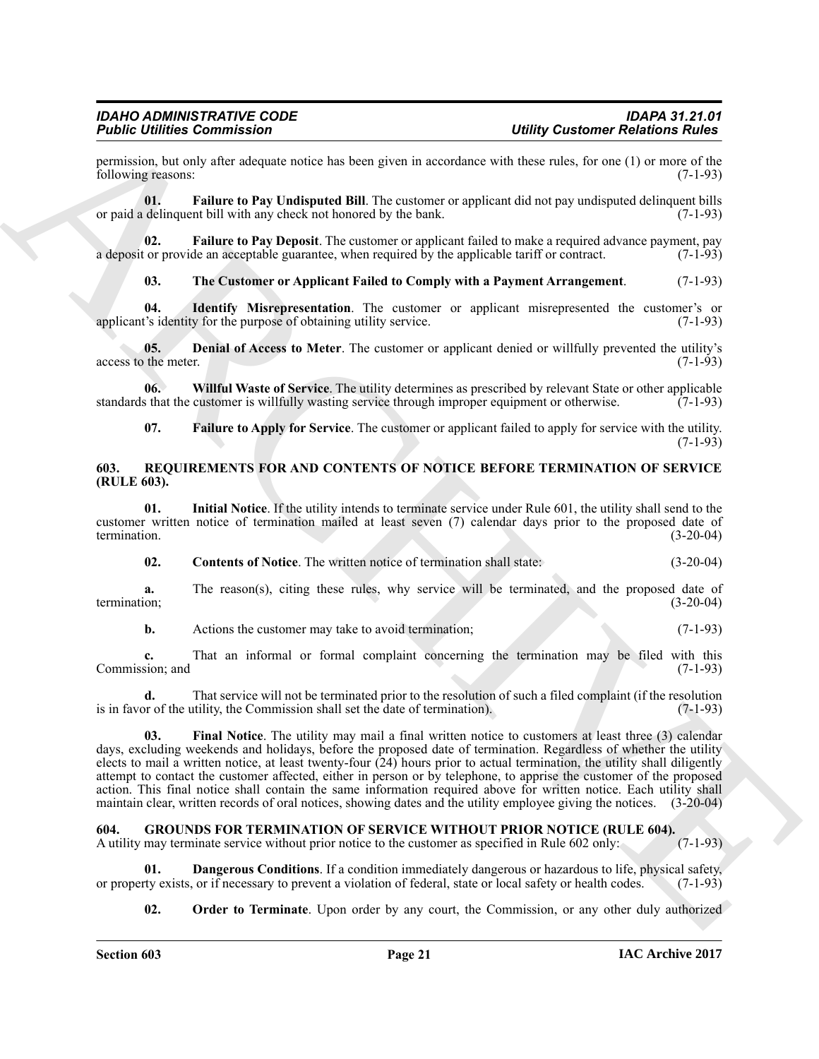permission, but only after adequate notice has been given in accordance with these rules, for one (1) or more of the following reasons: (7-1-93)

**01. Failure to Pay Undisputed Bill**. The customer or applicant did not pay undisputed delinquent bills or paid a delinquent bill with any check not honored by the bank. (7-1-93)

**02. Failure to Pay Deposit**. The customer or applicant failed to make a required advance payment, pay a deposit or provide an acceptable guarantee, when required by the applicable tariff or contract. (7-1-93)

**03. The Customer or Applicant Failed to Comply with a Payment Arrangement**. (7-1-93)

**04. Identify Misrepresentation**. The customer or applicant misrepresented the customer's or applicant's identity for the purpose of obtaining utility service. (7-1-93)

**05. Denial of Access to Meter**. The customer or applicant denied or willfully prevented the utility's access to the meter. (7-1-93)

**06. Willful Waste of Service**. The utility determines as prescribed by relevant State or other applicable standards that the customer is willfully wasting service through improper equipment or otherwise. (7-1-93)

**07. Failure to Apply for Service**. The customer or applicant failed to apply for service with the utility. (7-1-93)

## 603. REQUIREMENTS FOR AND CONTENTS OF NOTICE BEFORE TERMINATION OF SERVICE (RULE 603).

**01. Initial Notice**. If the utility intends to terminate service under Rule 601, the utility shall send to the customer written notice of termination mailed at least seven (7) calendar days prior to the proposed date of termination. (3-20-04)

**02. Contents of Notice**. The written notice of termination shall state: (3-20-04)

**a.** The reason(s), citing these rules, why service will be terminated, and the proposed date of termination; (3-20-04)

**b.** Actions the customer may take to avoid termination; (7-1-93)

**c.** That an informal or formal complaint concerning the termination may be filed with this Commission; and (7-1-93)

**d.** That service will not be terminated prior to the resolution of such a filed complaint (if the resolution is in favor of the utility, the Commission shall set the date of termination). (7-1-93)

**03. Final Notice**. The utility may mail a final written notice to customers at least three (3) calendar days, excluding weekends and holidays, before the proposed date of termination. Regardless of whether the utility elects to mail a written notice, at least twenty-four (24) hours prior to actual termination, the utility shall diligently attempt to contact the customer affected, either in person or by telephone, to apprise the customer of the proposed action. This final notice shall contain the same information required above for written notice. Each utility shall maintain clear, written records of oral notices, showing dates and the utility employee giving the notices. (3-20-04)

## 604. GROUNDS FOR TERMINATION OF SERVICE WITHOUT PRIOR NOTICE (RULE 604).

A utility may terminate service without prior notice to the customer as specified in Rule 602 only: (7-1-93)

**01. Dangerous Conditions**. If a condition immediately dangerous or hazardous to life, physical safety, or property exists, or if necessary to prevent a violation of federal, state or local safety or health codes. (7-1-93)

**02. Order to Terminate**. Upon order by any court, the Commission, or any other duly authorized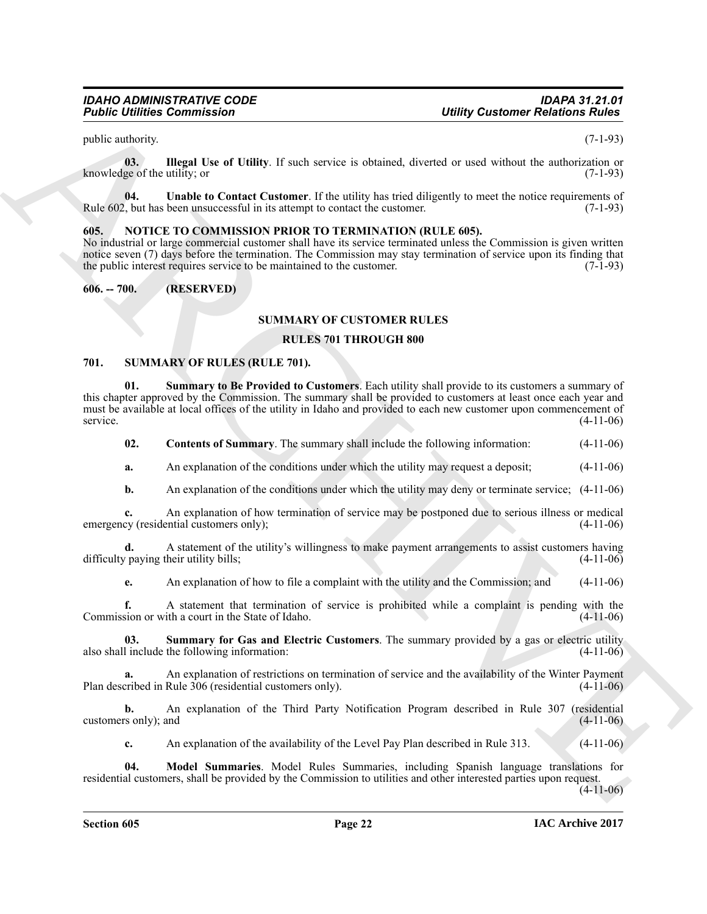public authority. (7-1-93)

**03. Illegal Use of Utility**. If such service is obtained, diverted or used without the authorization or knowledge of the utility; or (7-1-93)

**04. Unable to Contact Customer**. If the utility has tried diligently to meet the notice requirements of Rule 602, but has been unsuccessful in its attempt to contact the customer. (7-1-93)

## 605. NOTICE TO COMMISSION PRIOR TO TERMINATION (RULE 605).

No industrial or large commercial customer shall have its service terminated unless the Commission is given written notice seven (7) days before the termination. The Commission may stay termination of service upon its finding that the public interest requires service to be maintained to the customer. (7-1-93)

## 606. -- 700. (RESERVED)

## SUMMARY OF CUSTOMER RULES

## RULES 701 THROUGH 800

## 701. SUMMARY OF RULES (RULE 701).

**01. Summary to Be Provided to Customers**. Each utility shall provide to its customers a summary of this chapter approved by the Commission. The summary shall be provided to customers at least once each year and must be available at local offices of the utility in Idaho and provided to each new customer upon commencement of service. (4-11-06)

**02. Contents of Summary**. The summary shall include the following information: (4-11-06)

**a.** An explanation of the conditions under which the utility may request a deposit; (4-11-06)

**b.** An explanation of the conditions under which the utility may deny or terminate service; (4-11-06)

**c.** An explanation of how termination of service may be postponed due to serious illness or medical emergency (residential customers only); (4-11-06)

**d.** A statement of the utility's willingness to make payment arrangements to assist customers having difficulty paying their utility bills; (4-11-06)

**e.** An explanation of how to file a complaint with the utility and the Commission; and (4-11-06)

**f.** A statement that termination of service is prohibited while a complaint is pending with the Commission or with a court in the State of Idaho. (4-11-06)

**03. Summary for Gas and Electric Customers**. The summary provided by a gas or electric utility also shall include the following information: (4-11-06)

**a.** An explanation of restrictions on termination of service and the availability of the Winter Payment Plan described in Rule 306 (residential customers only). (4-11-06)

**b.** An explanation of the Third Party Notification Program described in Rule 307 (residential customers only); and (4-11-06)

**c.** An explanation of the availability of the Level Pay Plan described in Rule 313. (4-11-06)

**04. Model Summaries**. Model Rules Summaries, including Spanish language translations for residential customers, shall be provided by the Commission to utilities and other interested parties upon request. (4-11-06)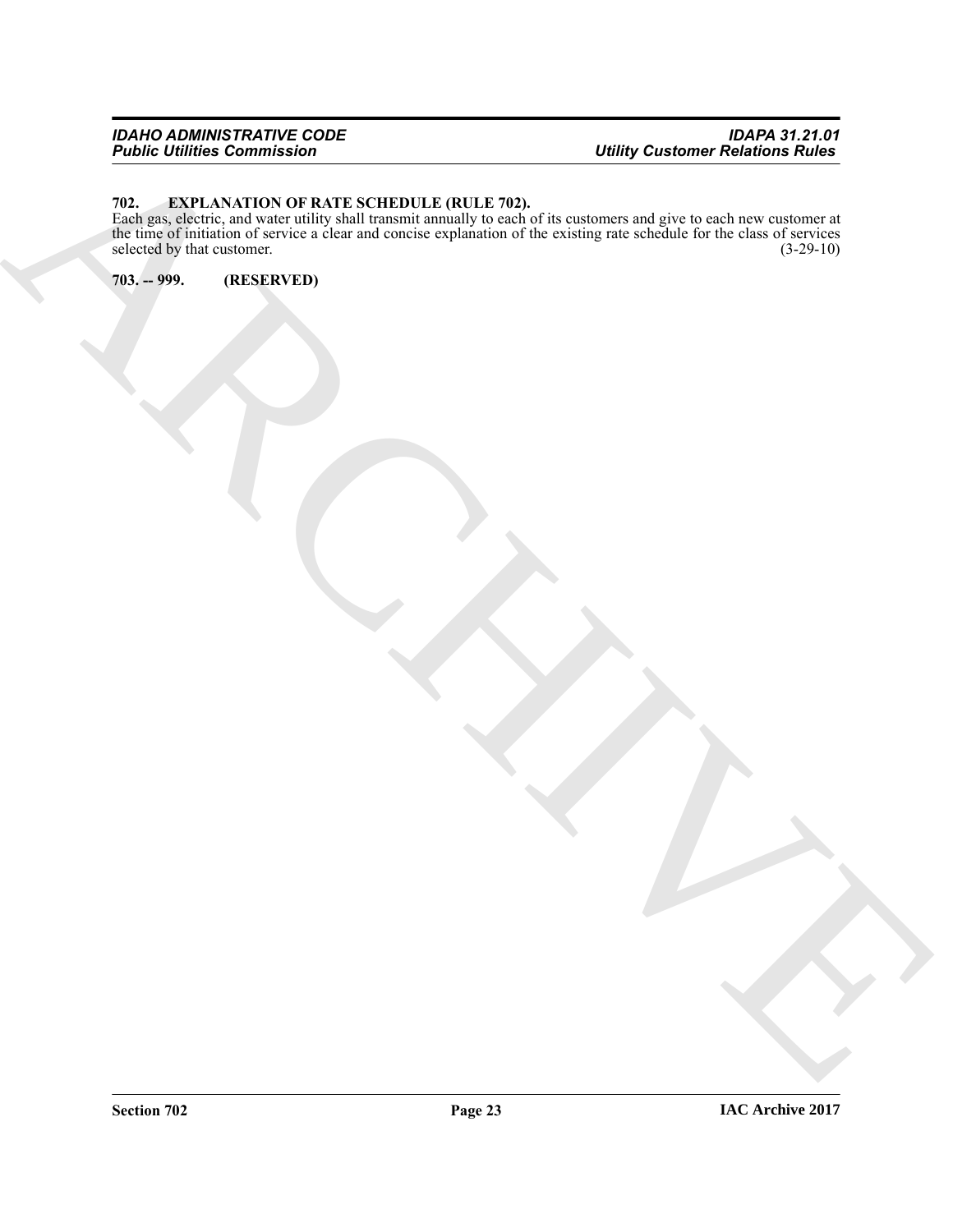**702. EXPLANATION OF RATE SCHEDULE (RULE 702).**

Each gas, electric, and water utility shall transmit annually to each of its customers and give to each new customer at the time of initiation of service a clear and concise explanation of the existing rate schedule for the class of services selected by that customer. (3-29-10)

**703. -- 999. (RESERVED)**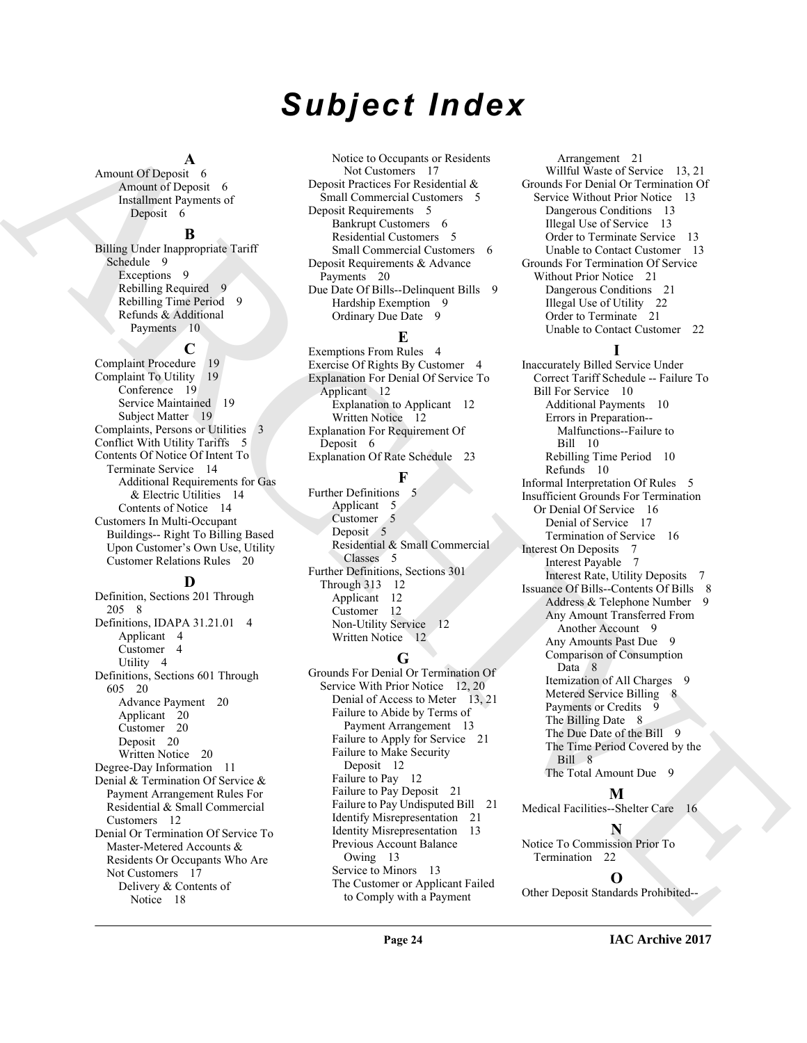# Subject Index

**A**

Amount Of Deposit 6
- Amount of Deposit 6
- Installment Payments of Deposit 6

**B**

Billing Under Inappropriate Tariff Schedule 9
- Exceptions 9
- Rebilling Required 9
- Rebilling Time Period 9
- Refunds & Additional Payments 10

**C**

Complaint Procedure 19

Complaint To Utility 19
- Conference 19
- Service Maintained 19
- Subject Matter 19

Complaints, Persons or Utilities 3

Conflict With Utility Tariffs 5

Contents Of Notice Of Intent To Terminate Service 14
- Additional Requirements for Gas & Electric Utilities 14
- Contents of Notice 14

Customers In Multi-Occupant Buildings-- Right To Billing Based Upon Customer's Own Use, Utility Customer Relations Rules 20

**D**

Definition, Sections 201 Through 205 8

Definitions, IDAPA 31.21.01 4
- Applicant 4
- Customer 4
- Utility 4

Definitions, Sections 601 Through 605 20
- Advance Payment 20
- Applicant 20
- Customer 20
- Deposit 20
- Written Notice 20

Degree-Day Information 11

Denial & Termination Of Service & Payment Arrangement Rules For Residential & Small Commercial Customers 12

Denial Or Termination Of Service To Master-Metered Accounts & Residents Or Occupants Who Are Not Customers 17
- Delivery & Contents of Notice 18
- Notice to Occupants or Residents Not Customers 17

Deposit Practices For Residential & Small Commercial Customers 5

Deposit Requirements 5
- Bankrupt Customers 6
- Residential Customers 5
- Small Commercial Customers 6

Deposit Requirements & Advance Payments 20

Due Date Of Bills--Delinquent Bills 9
- Hardship Exemption 9
- Ordinary Due Date 9

**E**

Exemptions From Rules 4

Exercise Of Rights By Customer 4

Explanation For Denial Of Service To Applicant 12
- Explanation to Applicant 12
- Written Notice 12

Explanation For Requirement Of Deposit 6

Explanation Of Rate Schedule 23

**F**

Further Definitions 5
- Applicant 5
- Customer 5
- Deposit 5
- Residential & Small Commercial Classes 5

Further Definitions, Sections 301 Through 313 12
- Applicant 12
- Customer 12
- Non-Utility Service 12
- Written Notice 12

**G**

Grounds For Denial Or Termination Of Service With Prior Notice 12, 20
- Denial of Access to Meter 13, 21
- Failure to Abide by Terms of Payment Arrangement 13
- Failure to Apply for Service 21
- Failure to Make Security Deposit 12
- Failure to Pay 12
- Failure to Pay Deposit 21
- Failure to Pay Undisputed Bill 21
- Identify Misrepresentation 21
- Identity Misrepresentation 13
- Previous Account Balance Owing 13
- Service to Minors 13
- The Customer or Applicant Failed to Comply with a Payment Arrangement 21
- Willful Waste of Service 13, 21

Grounds For Denial Or Termination Of Service Without Prior Notice 13
- Dangerous Conditions 13
- Illegal Use of Service 13
- Order to Terminate Service 13
- Unable to Contact Customer 13

Grounds For Termination Of Service Without Prior Notice 21
- Dangerous Conditions 21
- Illegal Use of Utility 22
- Order to Terminate 21
- Unable to Contact Customer 22

**I**

Inaccurately Billed Service Under Correct Tariff Schedule -- Failure To Bill For Service 10
- Additional Payments 10
- Errors in Preparation--Malfunctions--Failure to Bill 10
- Rebilling Time Period 10
- Refunds 10

Informal Interpretation Of Rules 5

Insufficient Grounds For Termination Or Denial Of Service 16
- Denial of Service 17
- Termination of Service 16

Interest On Deposits 7
- Interest Payable 7
- Interest Rate, Utility Deposits 7

Issuance Of Bills--Contents Of Bills 8
- Address & Telephone Number 9
- Any Amount Transferred From Another Account 9
- Any Amounts Past Due 9
- Comparison of Consumption Data 8
- Itemization of All Charges 9
- Metered Service Billing 8
- Payments or Credits 9
- The Billing Date 8
- The Due Date of the Bill 9
- The Time Period Covered by the Bill 8
- The Total Amount Due 9

**M**

Medical Facilities--Shelter Care 16

**N**

Notice To Commission Prior To Termination 22

**O**

Other Deposit Standards Prohibited--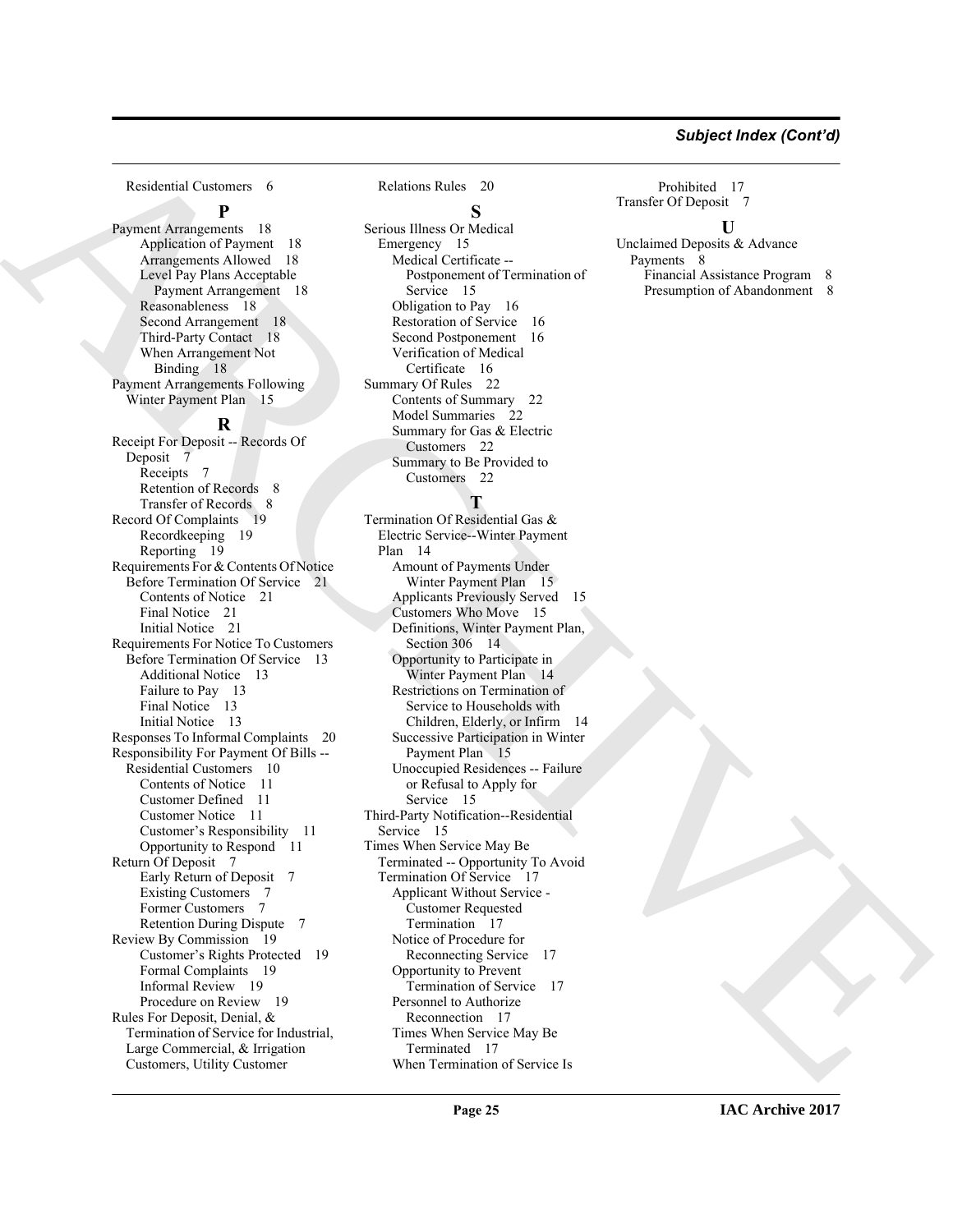Residential Customers 6

**P**

Payment Arrangements 18
- Application of Payment 18
- Arrangements Allowed 18
- Level Pay Plans Acceptable Payment Arrangement 18
- Reasonableness 18
- Second Arrangement 18
- Third-Party Contact 18
- When Arrangement Not Binding 18

Payment Arrangements Following Winter Payment Plan 15

**R**

Receipt For Deposit -- Records Of Deposit 7
- Receipts 7
- Retention of Records 8
- Transfer of Records 8

Record Of Complaints 19
- Recordkeeping 19
- Reporting 19

Requirements For & Contents Of Notice Before Termination Of Service 21
- Contents of Notice 21
- Final Notice 21
- Initial Notice 21

Requirements For Notice To Customers Before Termination Of Service 13
- Additional Notice 13
- Failure to Pay 13
- Final Notice 13
- Initial Notice 13

Responses To Informal Complaints 20

Responsibility For Payment Of Bills -- Residential Customers 10
- Contents of Notice 11
- Customer Defined 11
- Customer Notice 11
- Customer's Responsibility 11
- Opportunity to Respond 11

Return Of Deposit 7
- Early Return of Deposit 7
- Existing Customers 7
- Former Customers 7
- Retention During Dispute 7

Review By Commission 19
- Customer's Rights Protected 19
- Formal Complaints 19
- Informal Review 19
- Procedure on Review 19

Rules For Deposit, Denial, & Termination of Service for Industrial, Large Commercial, & Irrigation Customers, Utility Customer Relations Rules 20

**S**

Serious Illness Or Medical Emergency 15
- Medical Certificate -- Postponement of Termination of Service 15
- Obligation to Pay 16
- Restoration of Service 16
- Second Postponement 16
- Verification of Medical Certificate 16

Summary Of Rules 22
- Contents of Summary 22
- Model Summaries 22
- Summary for Gas & Electric Customers 22
- Summary to Be Provided to Customers 22

**T**

Termination Of Residential Gas & Electric Service--Winter Payment Plan 14
- Amount of Payments Under Winter Payment Plan 15
- Applicants Previously Served 15
- Customers Who Move 15
- Definitions, Winter Payment Plan, Section 306 14
- Opportunity to Participate in Winter Payment Plan 14
- Restrictions on Termination of Service to Households with Children, Elderly, or Infirm 14
- Successive Participation in Winter Payment Plan 15
- Unoccupied Residences -- Failure or Refusal to Apply for Service 15

Third-Party Notification--Residential Service 15

Times When Service May Be Terminated -- Opportunity To Avoid Termination Of Service 17
- Applicant Without Service - Customer Requested Termination 17
- Notice of Procedure for Reconnecting Service 17
- Opportunity to Prevent Termination of Service 17
- Personnel to Authorize Reconnection 17
- Times When Service May Be Terminated 17
- When Termination of Service Is Prohibited 17

Transfer Of Deposit 7

**U**

Unclaimed Deposits & Advance Payments 8
- Financial Assistance Program 8
- Presumption of Abandonment 8